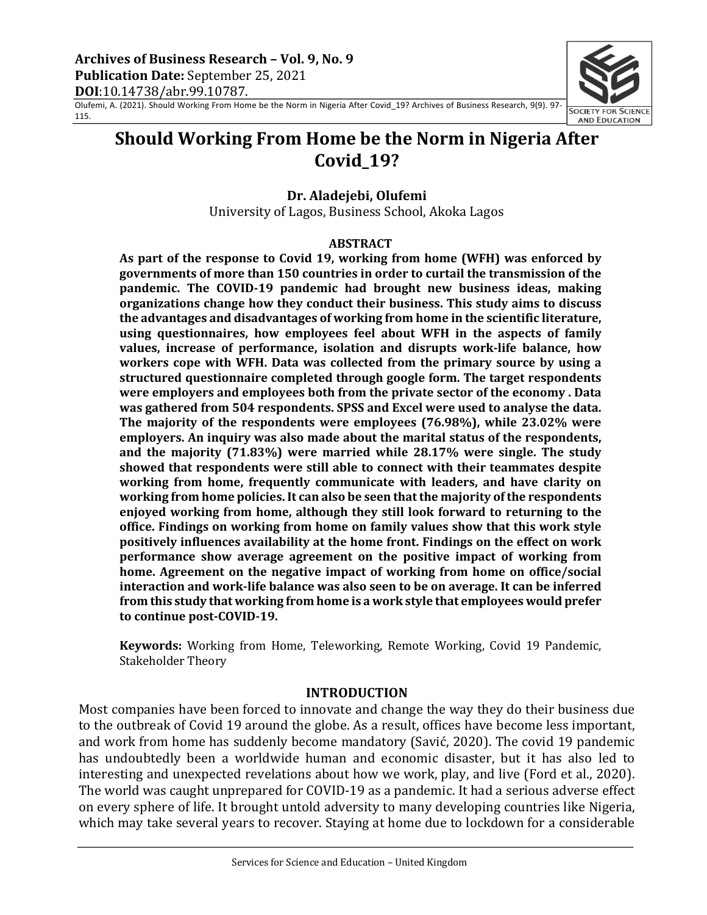# Should Working From Home be the Norm in Nigeria After Covid_19?

**Dr. Aladejebi, Olufemi**
University of Lagos, Business School, Akoka Lagos

## ABSTRACT

**As part of the response to Covid 19, working from home (WFH) was enforced by governments of more than 150 countries in order to curtail the transmission of the pandemic. The COVID-19 pandemic had brought new business ideas, making organizations change how they conduct their business. This study aims to discuss the advantages and disadvantages of working from home in the scientific literature, using questionnaires, how employees feel about WFH in the aspects of family values, increase of performance, isolation and disrupts work-life balance, how workers cope with WFH. Data was collected from the primary source by using a structured questionnaire completed through google form. The target respondents were employers and employees both from the private sector of the economy . Data was gathered from 504 respondents. SPSS and Excel were used to analyse the data. The majority of the respondents were employees (76.98%), while 23.02% were employers. An inquiry was also made about the marital status of the respondents, and the majority (71.83%) were married while 28.17% were single. The study showed that respondents were still able to connect with their teammates despite working from home, frequently communicate with leaders, and have clarity on working from home policies. It can also be seen that the majority of the respondents enjoyed working from home, although they still look forward to returning to the office. Findings on working from home on family values show that this work style positively influences availability at the home front. Findings on the effect on work performance show average agreement on the positive impact of working from home. Agreement on the negative impact of working from home on office/social interaction and work-life balance was also seen to be on average. It can be inferred from this study that working from home is a work style that employees would prefer to continue post-COVID-19.**

**Keywords:** Working from Home, Teleworking, Remote Working, Covid 19 Pandemic, Stakeholder Theory

## INTRODUCTION

Most companies have been forced to innovate and change the way they do their business due to the outbreak of Covid 19 around the globe. As a result, offices have become less important, and work from home has suddenly become mandatory (Savić, 2020). The covid 19 pandemic has undoubtedly been a worldwide human and economic disaster, but it has also led to interesting and unexpected revelations about how we work, play, and live (Ford et al., 2020). The world was caught unprepared for COVID-19 as a pandemic. It had a serious adverse effect on every sphere of life. It brought untold adversity to many developing countries like Nigeria, which may take several years to recover. Staying at home due to lockdown for a considerable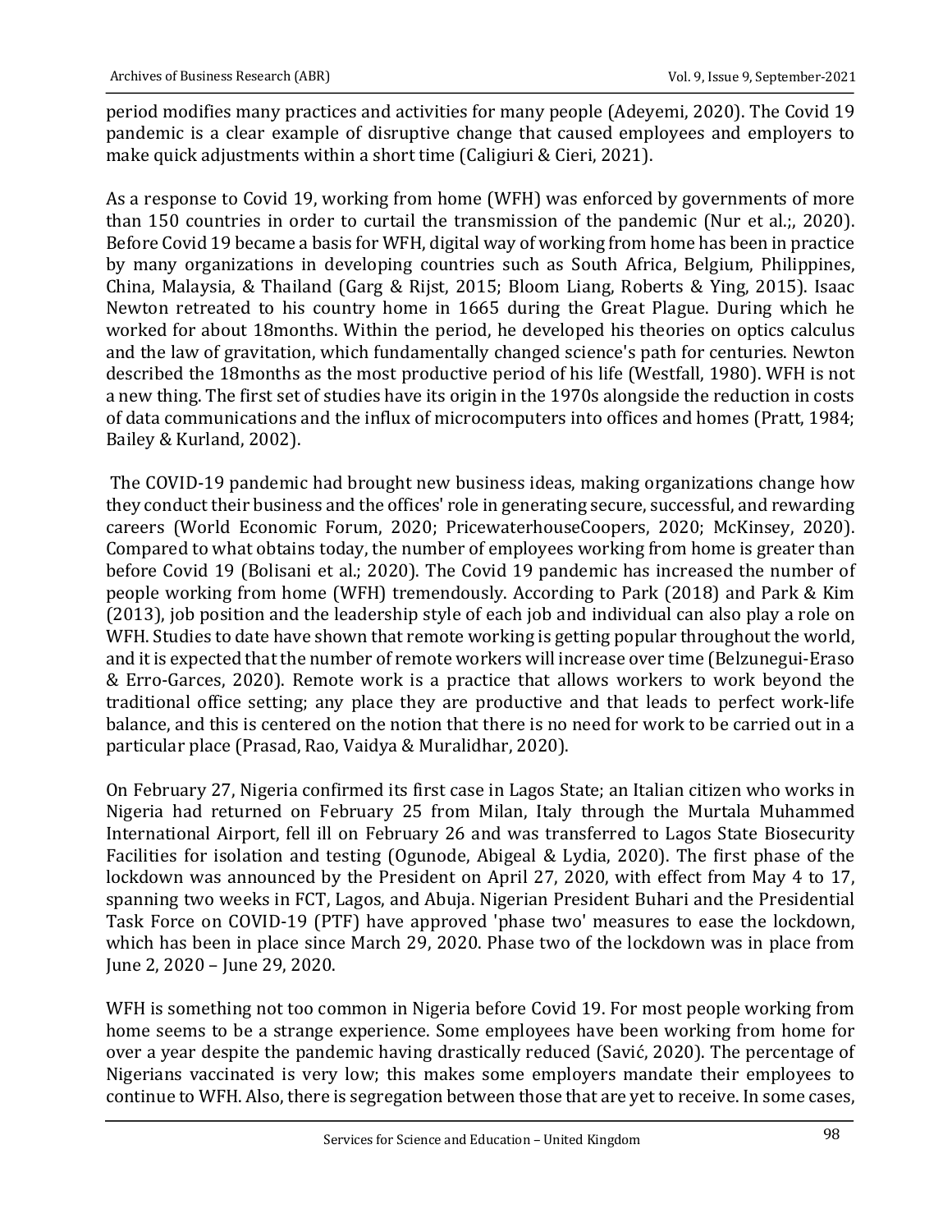period modifies many practices and activities for many people (Adeyemi, 2020). The Covid 19 pandemic is a clear example of disruptive change that caused employees and employers to make quick adjustments within a short time (Caligiuri & Cieri, 2021).

As a response to Covid 19, working from home (WFH) was enforced by governments of more than 150 countries in order to curtail the transmission of the pandemic (Nur et al.;, 2020). Before Covid 19 became a basis for WFH, digital way of working from home has been in practice by many organizations in developing countries such as South Africa, Belgium, Philippines, China, Malaysia, & Thailand (Garg & Rijst, 2015; Bloom Liang, Roberts & Ying, 2015). Isaac Newton retreated to his country home in 1665 during the Great Plague. During which he worked for about 18months. Within the period, he developed his theories on optics calculus and the law of gravitation, which fundamentally changed science's path for centuries. Newton described the 18months as the most productive period of his life (Westfall, 1980). WFH is not a new thing. The first set of studies have its origin in the 1970s alongside the reduction in costs of data communications and the influx of microcomputers into offices and homes (Pratt, 1984; Bailey & Kurland, 2002).

The COVID-19 pandemic had brought new business ideas, making organizations change how they conduct their business and the offices' role in generating secure, successful, and rewarding careers (World Economic Forum, 2020; PricewaterhouseCoopers, 2020; McKinsey, 2020). Compared to what obtains today, the number of employees working from home is greater than before Covid 19 (Bolisani et al.; 2020). The Covid 19 pandemic has increased the number of people working from home (WFH) tremendously. According to Park (2018) and Park & Kim (2013), job position and the leadership style of each job and individual can also play a role on WFH. Studies to date have shown that remote working is getting popular throughout the world, and it is expected that the number of remote workers will increase over time (Belzunegui-Eraso & Erro-Garces, 2020). Remote work is a practice that allows workers to work beyond the traditional office setting; any place they are productive and that leads to perfect work-life balance, and this is centered on the notion that there is no need for work to be carried out in a particular place (Prasad, Rao, Vaidya & Muralidhar, 2020).

On February 27, Nigeria confirmed its first case in Lagos State; an Italian citizen who works in Nigeria had returned on February 25 from Milan, Italy through the Murtala Muhammed International Airport, fell ill on February 26 and was transferred to Lagos State Biosecurity Facilities for isolation and testing (Ogunode, Abigeal & Lydia, 2020). The first phase of the lockdown was announced by the President on April 27, 2020, with effect from May 4 to 17, spanning two weeks in FCT, Lagos, and Abuja. Nigerian President Buhari and the Presidential Task Force on COVID-19 (PTF) have approved 'phase two' measures to ease the lockdown, which has been in place since March 29, 2020. Phase two of the lockdown was in place from June 2, 2020 – June 29, 2020.

WFH is something not too common in Nigeria before Covid 19. For most people working from home seems to be a strange experience. Some employees have been working from home for over a year despite the pandemic having drastically reduced (Savić, 2020). The percentage of Nigerians vaccinated is very low; this makes some employers mandate their employees to continue to WFH. Also, there is segregation between those that are yet to receive. In some cases,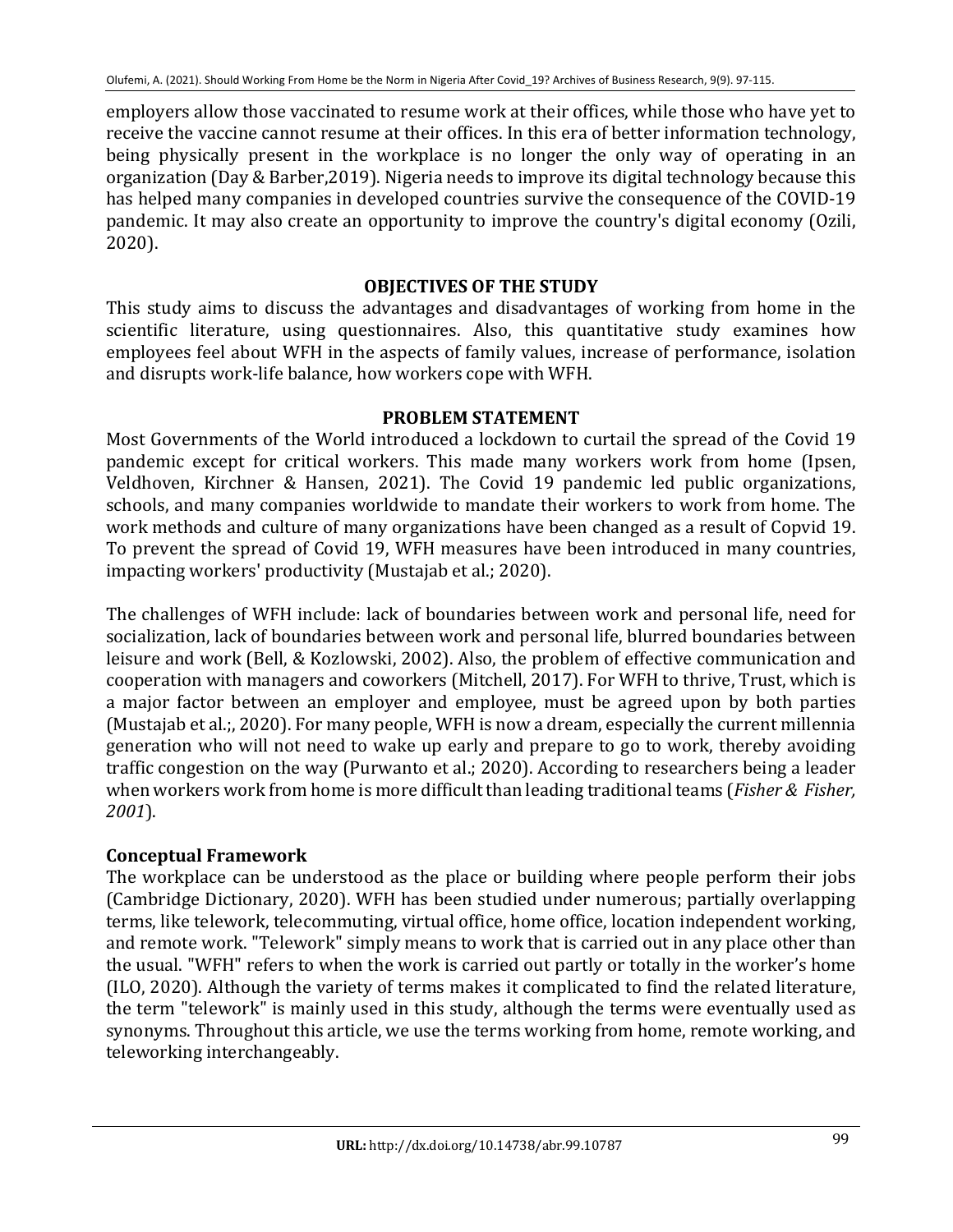employers allow those vaccinated to resume work at their offices, while those who have yet to receive the vaccine cannot resume at their offices. In this era of better information technology, being physically present in the workplace is no longer the only way of operating in an organization (Day & Barber,2019). Nigeria needs to improve its digital technology because this has helped many companies in developed countries survive the consequence of the COVID-19 pandemic. It may also create an opportunity to improve the country's digital economy (Ozili, 2020).

## OBJECTIVES OF THE STUDY

This study aims to discuss the advantages and disadvantages of working from home in the scientific literature, using questionnaires. Also, this quantitative study examines how employees feel about WFH in the aspects of family values, increase of performance, isolation and disrupts work-life balance, how workers cope with WFH.

## PROBLEM STATEMENT

Most Governments of the World introduced a lockdown to curtail the spread of the Covid 19 pandemic except for critical workers. This made many workers work from home (Ipsen, Veldhoven, Kirchner & Hansen, 2021). The Covid 19 pandemic led public organizations, schools, and many companies worldwide to mandate their workers to work from home. The work methods and culture of many organizations have been changed as a result of Copvid 19. To prevent the spread of Covid 19, WFH measures have been introduced in many countries, impacting workers' productivity (Mustajab et al.; 2020).

The challenges of WFH include: lack of boundaries between work and personal life, need for socialization, lack of boundaries between work and personal life, blurred boundaries between leisure and work (Bell, & Kozlowski, 2002). Also, the problem of effective communication and cooperation with managers and coworkers (Mitchell, 2017). For WFH to thrive, Trust, which is a major factor between an employer and employee, must be agreed upon by both parties (Mustajab et al.;, 2020). For many people, WFH is now a dream, especially the current millennia generation who will not need to wake up early and prepare to go to work, thereby avoiding traffic congestion on the way (Purwanto et al.; 2020). According to researchers being a leader when workers work from home is more difficult than leading traditional teams (*Fisher & Fisher, 2001*).

### Conceptual Framework

The workplace can be understood as the place or building where people perform their jobs (Cambridge Dictionary, 2020). WFH has been studied under numerous; partially overlapping terms, like telework, telecommuting, virtual office, home office, location independent working, and remote work. "Telework" simply means to work that is carried out in any place other than the usual. "WFH" refers to when the work is carried out partly or totally in the worker's home (ILO, 2020). Although the variety of terms makes it complicated to find the related literature, the term "telework" is mainly used in this study, although the terms were eventually used as synonyms. Throughout this article, we use the terms working from home, remote working, and teleworking interchangeably.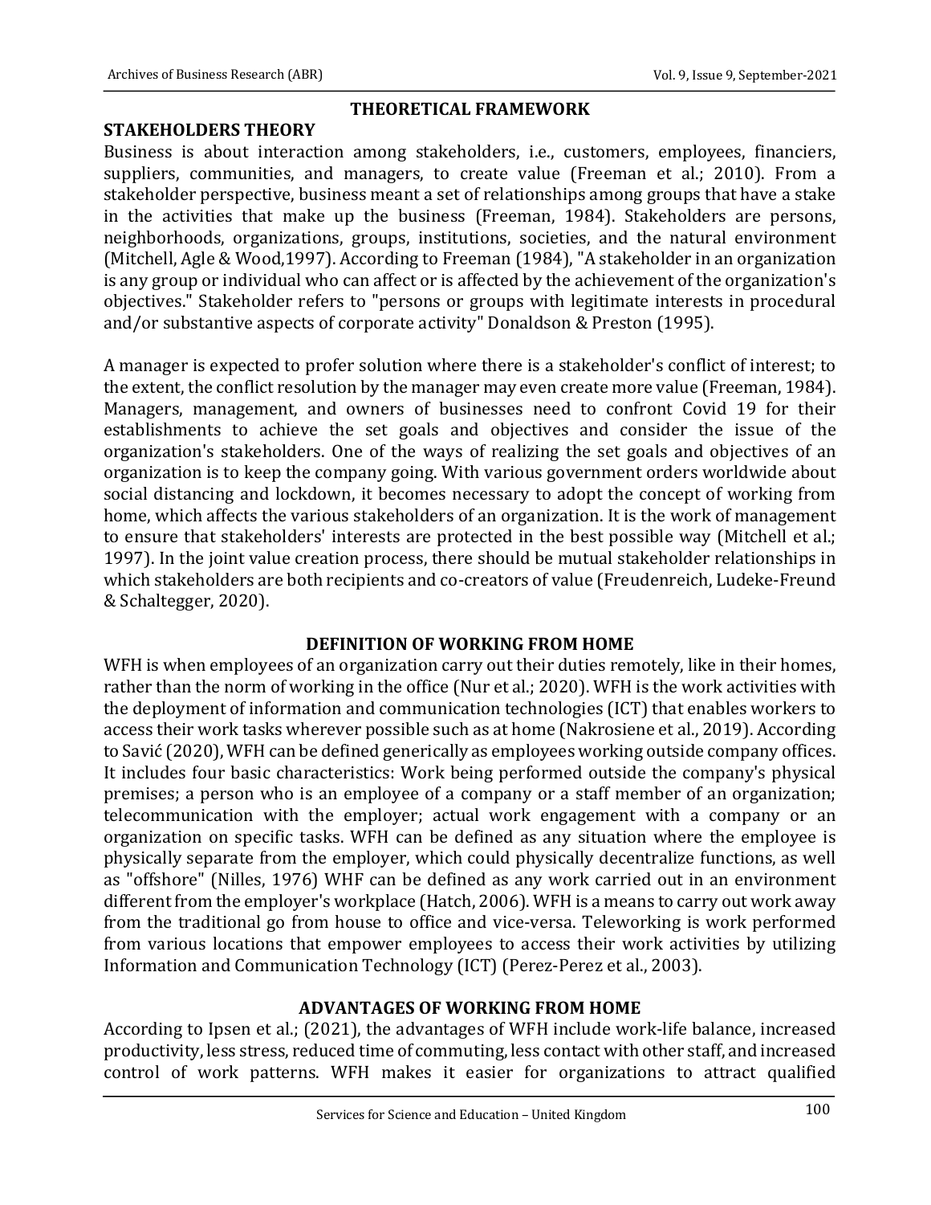## THEORETICAL FRAMEWORK

### STAKEHOLDERS THEORY

Business is about interaction among stakeholders, i.e., customers, employees, financiers, suppliers, communities, and managers, to create value (Freeman et al.; 2010). From a stakeholder perspective, business meant a set of relationships among groups that have a stake in the activities that make up the business (Freeman, 1984). Stakeholders are persons, neighborhoods, organizations, groups, institutions, societies, and the natural environment (Mitchell, Agle & Wood,1997). According to Freeman (1984), "A stakeholder in an organization is any group or individual who can affect or is affected by the achievement of the organization's objectives." Stakeholder refers to "persons or groups with legitimate interests in procedural and/or substantive aspects of corporate activity" Donaldson & Preston (1995).

A manager is expected to profer solution where there is a stakeholder's conflict of interest; to the extent, the conflict resolution by the manager may even create more value (Freeman, 1984). Managers, management, and owners of businesses need to confront Covid 19 for their establishments to achieve the set goals and objectives and consider the issue of the organization's stakeholders. One of the ways of realizing the set goals and objectives of an organization is to keep the company going. With various government orders worldwide about social distancing and lockdown, it becomes necessary to adopt the concept of working from home, which affects the various stakeholders of an organization. It is the work of management to ensure that stakeholders' interests are protected in the best possible way (Mitchell et al.; 1997). In the joint value creation process, there should be mutual stakeholder relationships in which stakeholders are both recipients and co-creators of value (Freudenreich, Ludeke-Freund & Schaltegger, 2020).

## DEFINITION OF WORKING FROM HOME

WFH is when employees of an organization carry out their duties remotely, like in their homes, rather than the norm of working in the office (Nur et al.; 2020). WFH is the work activities with the deployment of information and communication technologies (ICT) that enables workers to access their work tasks wherever possible such as at home (Nakrosiene et al., 2019). According to Savić (2020), WFH can be defined generically as employees working outside company offices. It includes four basic characteristics: Work being performed outside the company's physical premises; a person who is an employee of a company or a staff member of an organization; telecommunication with the employer; actual work engagement with a company or an organization on specific tasks. WFH can be defined as any situation where the employee is physically separate from the employer, which could physically decentralize functions, as well as "offshore" (Nilles, 1976) WHF can be defined as any work carried out in an environment different from the employer's workplace (Hatch, 2006). WFH is a means to carry out work away from the traditional go from house to office and vice-versa. Teleworking is work performed from various locations that empower employees to access their work activities by utilizing Information and Communication Technology (ICT) (Perez-Perez et al., 2003).

## ADVANTAGES OF WORKING FROM HOME

According to Ipsen et al.; (2021), the advantages of WFH include work-life balance, increased productivity, less stress, reduced time of commuting, less contact with other staff, and increased control of work patterns. WFH makes it easier for organizations to attract qualified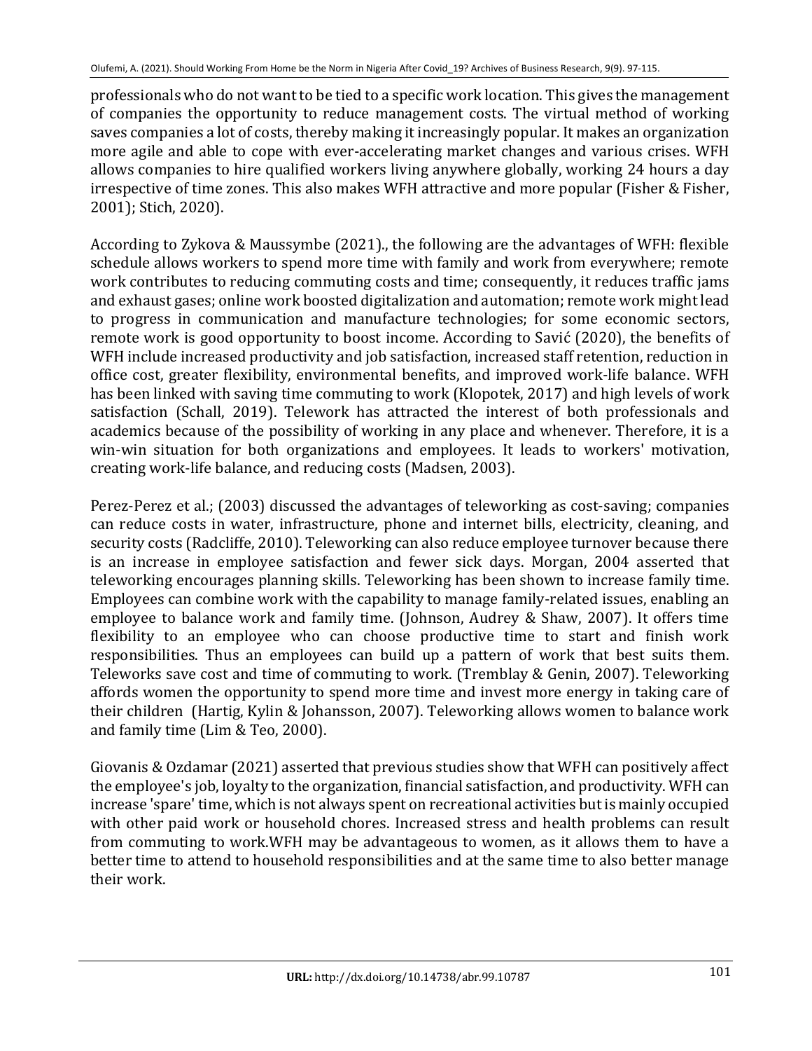professionals who do not want to be tied to a specific work location. This gives the management of companies the opportunity to reduce management costs. The virtual method of working saves companies a lot of costs, thereby making it increasingly popular. It makes an organization more agile and able to cope with ever-accelerating market changes and various crises. WFH allows companies to hire qualified workers living anywhere globally, working 24 hours a day irrespective of time zones. This also makes WFH attractive and more popular (Fisher & Fisher, 2001); Stich, 2020).

According to Zykova & Maussymbe (2021)., the following are the advantages of WFH: flexible schedule allows workers to spend more time with family and work from everywhere; remote work contributes to reducing commuting costs and time; consequently, it reduces traffic jams and exhaust gases; online work boosted digitalization and automation; remote work might lead to progress in communication and manufacture technologies; for some economic sectors, remote work is good opportunity to boost income. According to Savić (2020), the benefits of WFH include increased productivity and job satisfaction, increased staff retention, reduction in office cost, greater flexibility, environmental benefits, and improved work-life balance. WFH has been linked with saving time commuting to work (Klopotek, 2017) and high levels of work satisfaction (Schall, 2019). Telework has attracted the interest of both professionals and academics because of the possibility of working in any place and whenever. Therefore, it is a win-win situation for both organizations and employees. It leads to workers' motivation, creating work-life balance, and reducing costs (Madsen, 2003).

Perez-Perez et al.; (2003) discussed the advantages of teleworking as cost-saving; companies can reduce costs in water, infrastructure, phone and internet bills, electricity, cleaning, and security costs (Radcliffe, 2010). Teleworking can also reduce employee turnover because there is an increase in employee satisfaction and fewer sick days. Morgan, 2004 asserted that teleworking encourages planning skills. Teleworking has been shown to increase family time. Employees can combine work with the capability to manage family-related issues, enabling an employee to balance work and family time. (Johnson, Audrey & Shaw, 2007). It offers time flexibility to an employee who can choose productive time to start and finish work responsibilities. Thus an employees can build up a pattern of work that best suits them. Teleworks save cost and time of commuting to work. (Tremblay & Genin, 2007). Teleworking affords women the opportunity to spend more time and invest more energy in taking care of their children (Hartig, Kylin & Johansson, 2007). Teleworking allows women to balance work and family time (Lim & Teo, 2000).

Giovanis & Ozdamar (2021) asserted that previous studies show that WFH can positively affect the employee's job, loyalty to the organization, financial satisfaction, and productivity. WFH can increase 'spare' time, which is not always spent on recreational activities but is mainly occupied with other paid work or household chores. Increased stress and health problems can result from commuting to work.WFH may be advantageous to women, as it allows them to have a better time to attend to household responsibilities and at the same time to also better manage their work.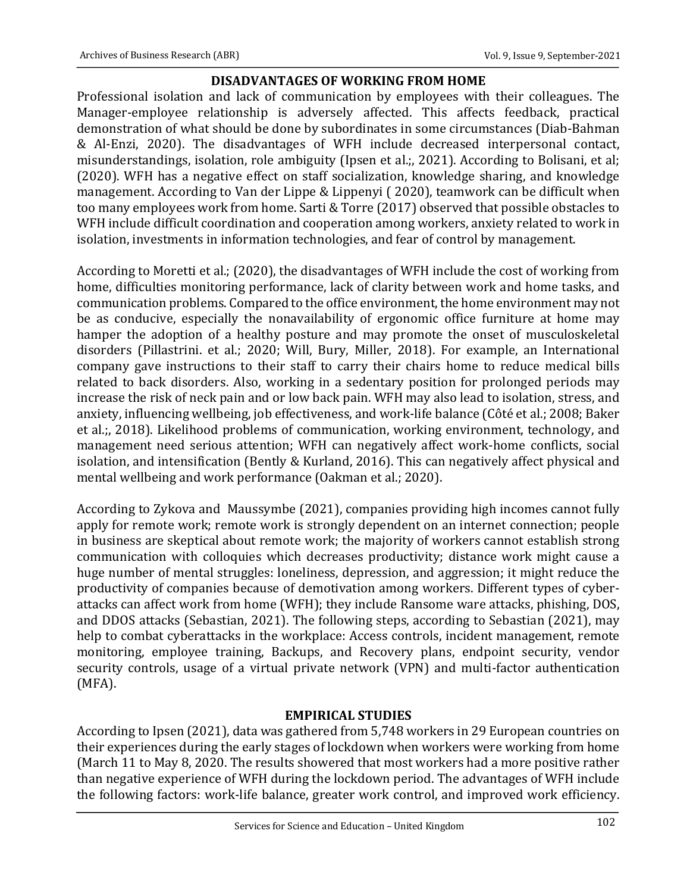## DISADVANTAGES OF WORKING FROM HOME

Professional isolation and lack of communication by employees with their colleagues. The Manager-employee relationship is adversely affected. This affects feedback, practical demonstration of what should be done by subordinates in some circumstances (Diab-Bahman & Al-Enzi, 2020). The disadvantages of WFH include decreased interpersonal contact, misunderstandings, isolation, role ambiguity (Ipsen et al.;, 2021). According to Bolisani, et al; (2020). WFH has a negative effect on staff socialization, knowledge sharing, and knowledge management. According to Van der Lippe & Lippenyi ( 2020), teamwork can be difficult when too many employees work from home. Sarti & Torre (2017) observed that possible obstacles to WFH include difficult coordination and cooperation among workers, anxiety related to work in isolation, investments in information technologies, and fear of control by management.

According to Moretti et al.; (2020), the disadvantages of WFH include the cost of working from home, difficulties monitoring performance, lack of clarity between work and home tasks, and communication problems. Compared to the office environment, the home environment may not be as conducive, especially the nonavailability of ergonomic office furniture at home may hamper the adoption of a healthy posture and may promote the onset of musculoskeletal disorders (Pillastrini. et al.; 2020; Will, Bury, Miller, 2018). For example, an International company gave instructions to their staff to carry their chairs home to reduce medical bills related to back disorders. Also, working in a sedentary position for prolonged periods may increase the risk of neck pain and or low back pain. WFH may also lead to isolation, stress, and anxiety, influencing wellbeing, job effectiveness, and work-life balance (Côté et al.; 2008; Baker et al.;, 2018). Likelihood problems of communication, working environment, technology, and management need serious attention; WFH can negatively affect work-home conflicts, social isolation, and intensification (Bently & Kurland, 2016). This can negatively affect physical and mental wellbeing and work performance (Oakman et al.; 2020).

According to Zykova and Maussymbe (2021), companies providing high incomes cannot fully apply for remote work; remote work is strongly dependent on an internet connection; people in business are skeptical about remote work; the majority of workers cannot establish strong communication with colloquies which decreases productivity; distance work might cause a huge number of mental struggles: loneliness, depression, and aggression; it might reduce the productivity of companies because of demotivation among workers. Different types of cyber-attacks can affect work from home (WFH); they include Ransome ware attacks, phishing, DOS, and DDOS attacks (Sebastian, 2021). The following steps, according to Sebastian (2021), may help to combat cyberattacks in the workplace: Access controls, incident management, remote monitoring, employee training, Backups, and Recovery plans, endpoint security, vendor security controls, usage of a virtual private network (VPN) and multi-factor authentication (MFA).

## EMPIRICAL STUDIES

According to Ipsen (2021), data was gathered from 5,748 workers in 29 European countries on their experiences during the early stages of lockdown when workers were working from home (March 11 to May 8, 2020. The results showered that most workers had a more positive rather than negative experience of WFH during the lockdown period. The advantages of WFH include the following factors: work-life balance, greater work control, and improved work efficiency.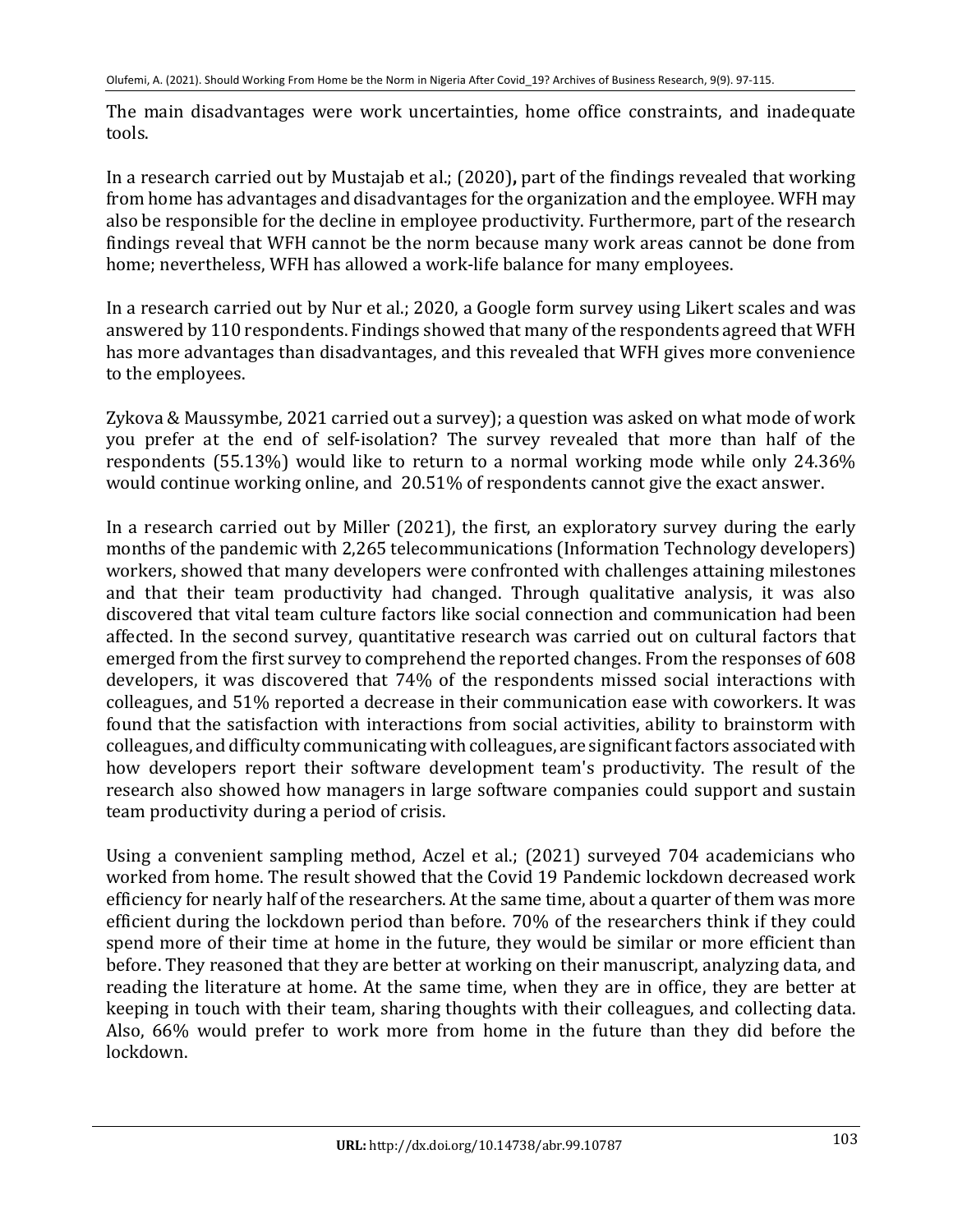The main disadvantages were work uncertainties, home office constraints, and inadequate tools.

In a research carried out by Mustajab et al.; (2020)**,** part of the findings revealed that working from home has advantages and disadvantages for the organization and the employee. WFH may also be responsible for the decline in employee productivity. Furthermore, part of the research findings reveal that WFH cannot be the norm because many work areas cannot be done from home; nevertheless, WFH has allowed a work-life balance for many employees.

In a research carried out by Nur et al.; 2020, a Google form survey using Likert scales and was answered by 110 respondents. Findings showed that many of the respondents agreed that WFH has more advantages than disadvantages, and this revealed that WFH gives more convenience to the employees.

Zykova & Maussymbe, 2021 carried out a survey); a question was asked on what mode of work you prefer at the end of self-isolation? The survey revealed that more than half of the respondents (55.13%) would like to return to a normal working mode while only 24.36% would continue working online, and 20.51% of respondents cannot give the exact answer.

In a research carried out by Miller (2021), the first, an exploratory survey during the early months of the pandemic with 2,265 telecommunications (Information Technology developers) workers, showed that many developers were confronted with challenges attaining milestones and that their team productivity had changed. Through qualitative analysis, it was also discovered that vital team culture factors like social connection and communication had been affected. In the second survey, quantitative research was carried out on cultural factors that emerged from the first survey to comprehend the reported changes. From the responses of 608 developers, it was discovered that 74% of the respondents missed social interactions with colleagues, and 51% reported a decrease in their communication ease with coworkers. It was found that the satisfaction with interactions from social activities, ability to brainstorm with colleagues, and difficulty communicating with colleagues, are significant factors associated with how developers report their software development team's productivity. The result of the research also showed how managers in large software companies could support and sustain team productivity during a period of crisis.

Using a convenient sampling method, Aczel et al.; (2021) surveyed 704 academicians who worked from home. The result showed that the Covid 19 Pandemic lockdown decreased work efficiency for nearly half of the researchers. At the same time, about a quarter of them was more efficient during the lockdown period than before. 70% of the researchers think if they could spend more of their time at home in the future, they would be similar or more efficient than before. They reasoned that they are better at working on their manuscript, analyzing data, and reading the literature at home. At the same time, when they are in office, they are better at keeping in touch with their team, sharing thoughts with their colleagues, and collecting data. Also, 66% would prefer to work more from home in the future than they did before the lockdown.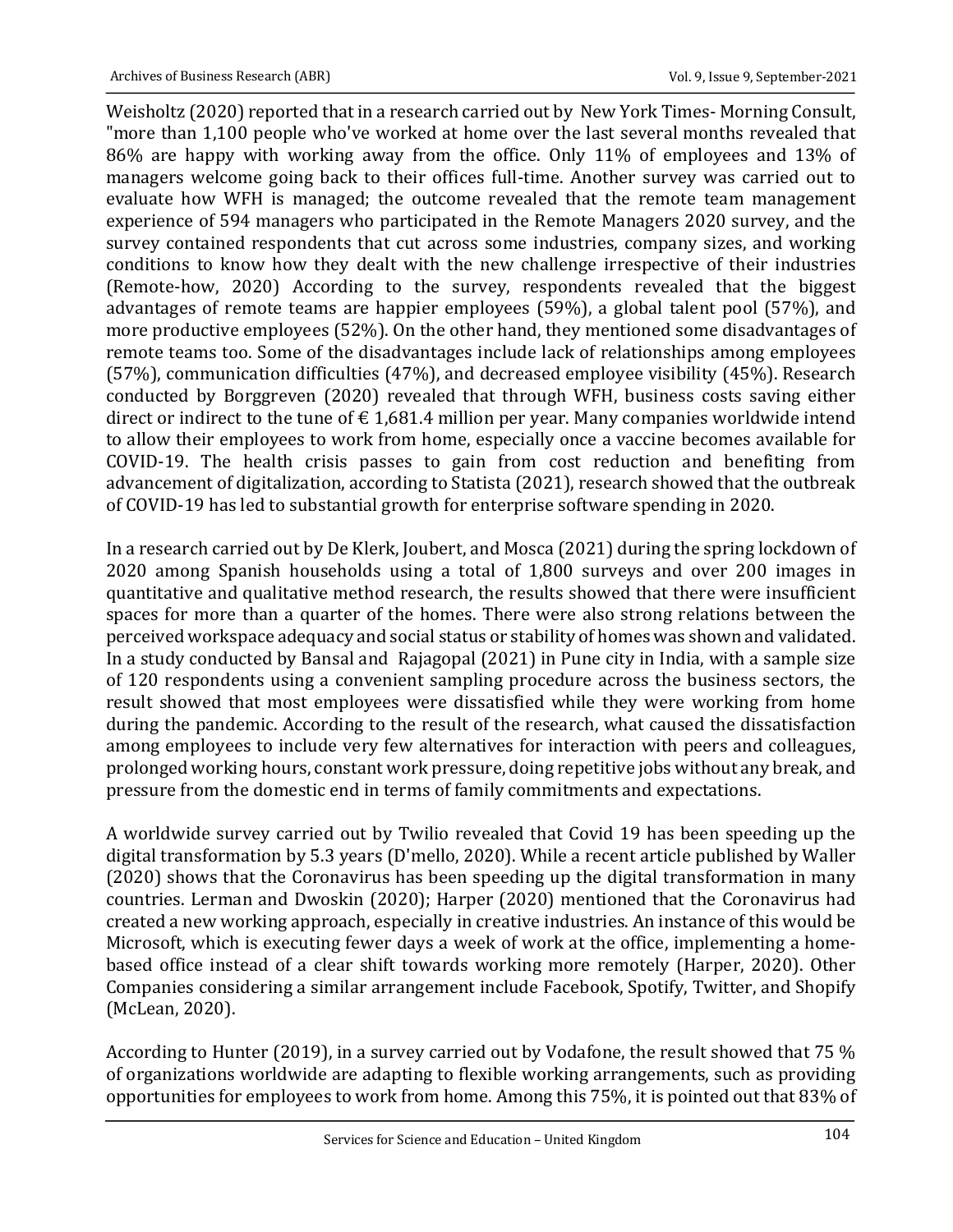Weisholtz (2020) reported that in a research carried out by New York Times- Morning Consult, "more than 1,100 people who've worked at home over the last several months revealed that 86% are happy with working away from the office. Only 11% of employees and 13% of managers welcome going back to their offices full-time. Another survey was carried out to evaluate how WFH is managed; the outcome revealed that the remote team management experience of 594 managers who participated in the Remote Managers 2020 survey, and the survey contained respondents that cut across some industries, company sizes, and working conditions to know how they dealt with the new challenge irrespective of their industries (Remote-how, 2020) According to the survey, respondents revealed that the biggest advantages of remote teams are happier employees (59%), a global talent pool (57%), and more productive employees (52%). On the other hand, they mentioned some disadvantages of remote teams too. Some of the disadvantages include lack of relationships among employees (57%), communication difficulties (47%), and decreased employee visibility (45%). Research conducted by Borggreven (2020) revealed that through WFH, business costs saving either direct or indirect to the tune of € 1,681.4 million per year. Many companies worldwide intend to allow their employees to work from home, especially once a vaccine becomes available for COVID-19. The health crisis passes to gain from cost reduction and benefiting from advancement of digitalization, according to Statista (2021), research showed that the outbreak of COVID-19 has led to substantial growth for enterprise software spending in 2020.

In a research carried out by De Klerk, Joubert, and Mosca (2021) during the spring lockdown of 2020 among Spanish households using a total of 1,800 surveys and over 200 images in quantitative and qualitative method research, the results showed that there were insufficient spaces for more than a quarter of the homes. There were also strong relations between the perceived workspace adequacy and social status or stability of homes was shown and validated. In a study conducted by Bansal and Rajagopal (2021) in Pune city in India, with a sample size of 120 respondents using a convenient sampling procedure across the business sectors, the result showed that most employees were dissatisfied while they were working from home during the pandemic. According to the result of the research, what caused the dissatisfaction among employees to include very few alternatives for interaction with peers and colleagues, prolonged working hours, constant work pressure, doing repetitive jobs without any break, and pressure from the domestic end in terms of family commitments and expectations.

A worldwide survey carried out by Twilio revealed that Covid 19 has been speeding up the digital transformation by 5.3 years (D'mello, 2020). While a recent article published by Waller (2020) shows that the Coronavirus has been speeding up the digital transformation in many countries. Lerman and Dwoskin (2020); Harper (2020) mentioned that the Coronavirus had created a new working approach, especially in creative industries. An instance of this would be Microsoft, which is executing fewer days a week of work at the office, implementing a home-based office instead of a clear shift towards working more remotely (Harper, 2020). Other Companies considering a similar arrangement include Facebook, Spotify, Twitter, and Shopify (McLean, 2020).

According to Hunter (2019), in a survey carried out by Vodafone, the result showed that 75 % of organizations worldwide are adapting to flexible working arrangements, such as providing opportunities for employees to work from home. Among this 75%, it is pointed out that 83% of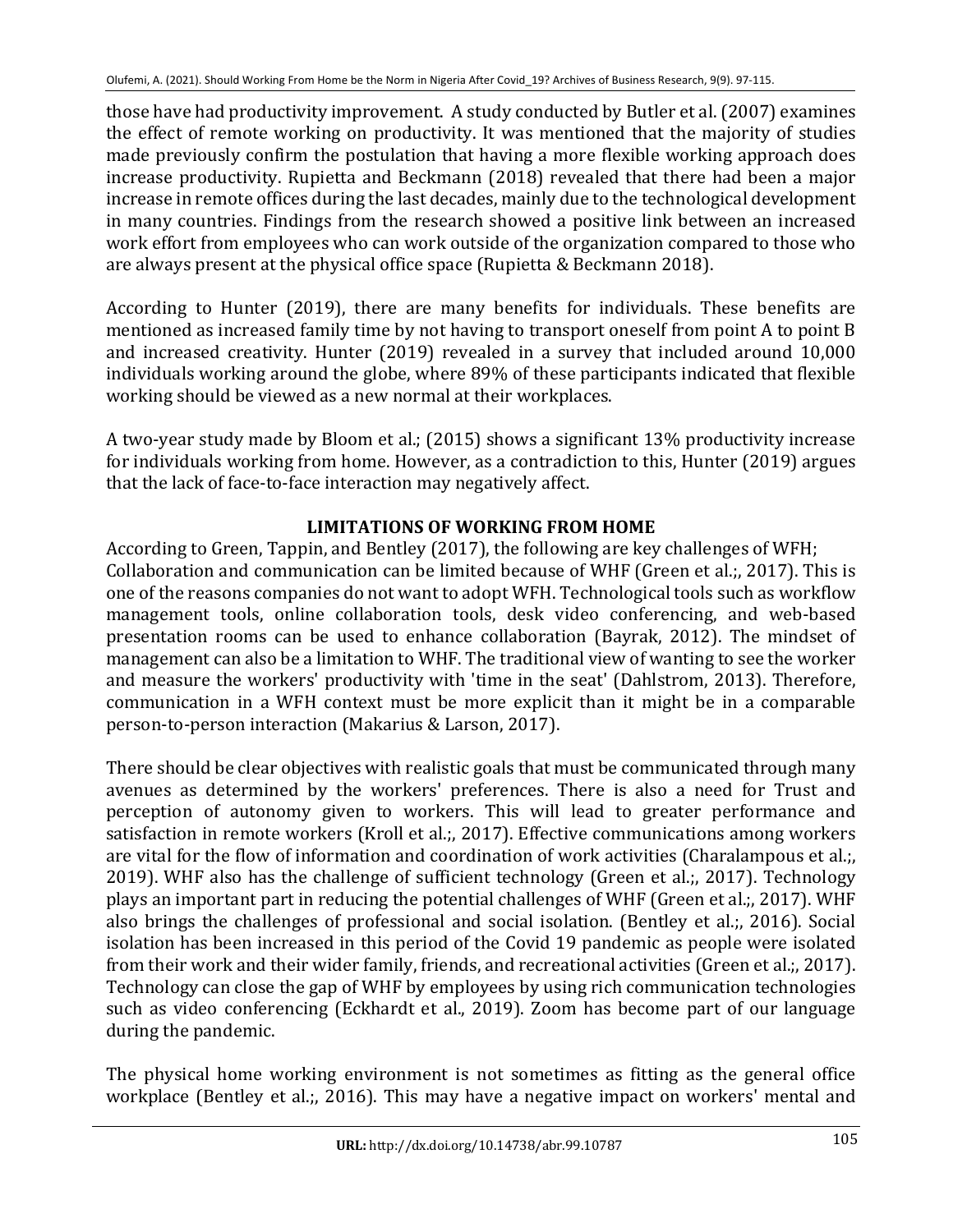those have had productivity improvement. A study conducted by Butler et al. (2007) examines the effect of remote working on productivity. It was mentioned that the majority of studies made previously confirm the postulation that having a more flexible working approach does increase productivity. Rupietta and Beckmann (2018) revealed that there had been a major increase in remote offices during the last decades, mainly due to the technological development in many countries. Findings from the research showed a positive link between an increased work effort from employees who can work outside of the organization compared to those who are always present at the physical office space (Rupietta & Beckmann 2018).

According to Hunter (2019), there are many benefits for individuals. These benefits are mentioned as increased family time by not having to transport oneself from point A to point B and increased creativity. Hunter (2019) revealed in a survey that included around 10,000 individuals working around the globe, where 89% of these participants indicated that flexible working should be viewed as a new normal at their workplaces.

A two-year study made by Bloom et al.; (2015) shows a significant 13% productivity increase for individuals working from home. However, as a contradiction to this, Hunter (2019) argues that the lack of face-to-face interaction may negatively affect.

## LIMITATIONS OF WORKING FROM HOME

According to Green, Tappin, and Bentley (2017), the following are key challenges of WFH; Collaboration and communication can be limited because of WHF (Green et al.;, 2017). This is one of the reasons companies do not want to adopt WFH. Technological tools such as workflow management tools, online collaboration tools, desk video conferencing, and web-based presentation rooms can be used to enhance collaboration (Bayrak, 2012). The mindset of management can also be a limitation to WHF. The traditional view of wanting to see the worker and measure the workers' productivity with 'time in the seat' (Dahlstrom, 2013). Therefore, communication in a WFH context must be more explicit than it might be in a comparable person-to-person interaction (Makarius & Larson, 2017).

There should be clear objectives with realistic goals that must be communicated through many avenues as determined by the workers' preferences. There is also a need for Trust and perception of autonomy given to workers. This will lead to greater performance and satisfaction in remote workers (Kroll et al.;, 2017). Effective communications among workers are vital for the flow of information and coordination of work activities (Charalampous et al.;, 2019). WHF also has the challenge of sufficient technology (Green et al.;, 2017). Technology plays an important part in reducing the potential challenges of WHF (Green et al.;, 2017). WHF also brings the challenges of professional and social isolation. (Bentley et al.;, 2016). Social isolation has been increased in this period of the Covid 19 pandemic as people were isolated from their work and their wider family, friends, and recreational activities (Green et al.;, 2017). Technology can close the gap of WHF by employees by using rich communication technologies such as video conferencing (Eckhardt et al., 2019). Zoom has become part of our language during the pandemic.

The physical home working environment is not sometimes as fitting as the general office workplace (Bentley et al.;, 2016). This may have a negative impact on workers' mental and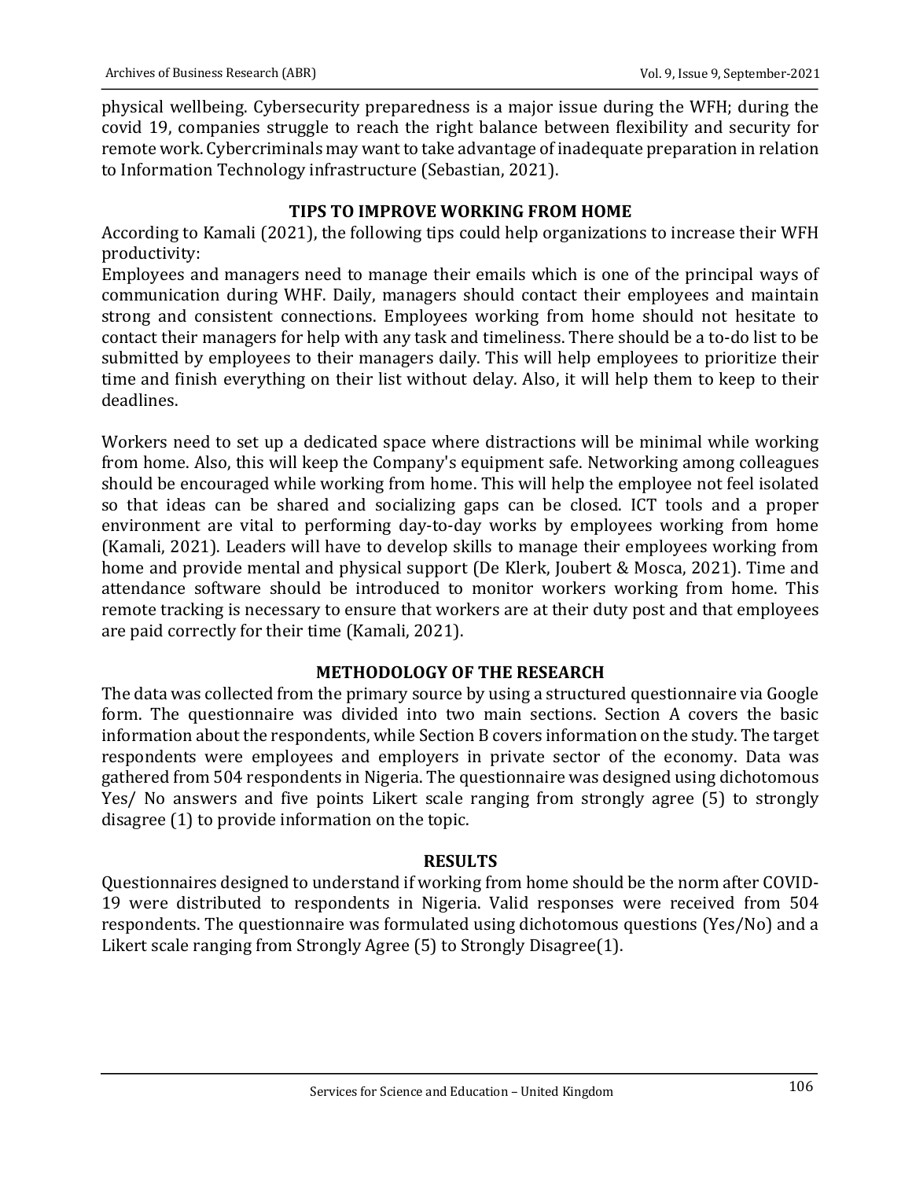physical wellbeing. Cybersecurity preparedness is a major issue during the WFH; during the covid 19, companies struggle to reach the right balance between flexibility and security for remote work. Cybercriminals may want to take advantage of inadequate preparation in relation to Information Technology infrastructure (Sebastian, 2021).

## TIPS TO IMPROVE WORKING FROM HOME

According to Kamali (2021), the following tips could help organizations to increase their WFH productivity:

Employees and managers need to manage their emails which is one of the principal ways of communication during WHF. Daily, managers should contact their employees and maintain strong and consistent connections. Employees working from home should not hesitate to contact their managers for help with any task and timeliness. There should be a to-do list to be submitted by employees to their managers daily. This will help employees to prioritize their time and finish everything on their list without delay. Also, it will help them to keep to their deadlines.

Workers need to set up a dedicated space where distractions will be minimal while working from home. Also, this will keep the Company's equipment safe. Networking among colleagues should be encouraged while working from home. This will help the employee not feel isolated so that ideas can be shared and socializing gaps can be closed. ICT tools and a proper environment are vital to performing day-to-day works by employees working from home (Kamali, 2021). Leaders will have to develop skills to manage their employees working from home and provide mental and physical support (De Klerk, Joubert & Mosca, 2021). Time and attendance software should be introduced to monitor workers working from home. This remote tracking is necessary to ensure that workers are at their duty post and that employees are paid correctly for their time (Kamali, 2021).

## METHODOLOGY OF THE RESEARCH

The data was collected from the primary source by using a structured questionnaire via Google form. The questionnaire was divided into two main sections. Section A covers the basic information about the respondents, while Section B covers information on the study. The target respondents were employees and employers in private sector of the economy. Data was gathered from 504 respondents in Nigeria. The questionnaire was designed using dichotomous Yes/ No answers and five points Likert scale ranging from strongly agree (5) to strongly disagree (1) to provide information on the topic.

## RESULTS

Questionnaires designed to understand if working from home should be the norm after COVID-19 were distributed to respondents in Nigeria. Valid responses were received from 504 respondents. The questionnaire was formulated using dichotomous questions (Yes/No) and a Likert scale ranging from Strongly Agree (5) to Strongly Disagree(1).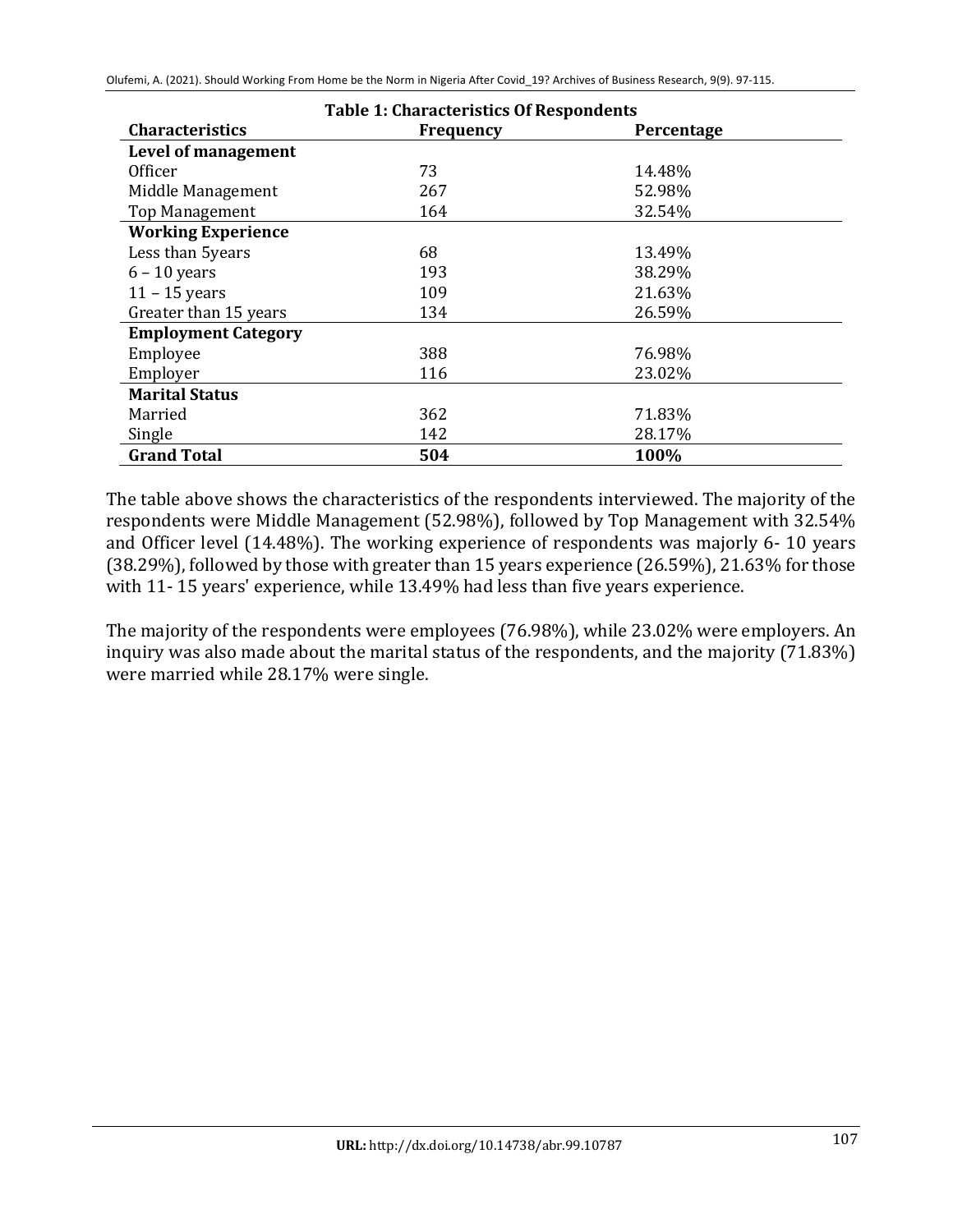**Table 1: Characteristics Of Respondents**

| Characteristics | Frequency | Percentage |
|---|---|---|
| **Level of management** | | |
| Officer | 73 | 14.48% |
| Middle Management | 267 | 52.98% |
| Top Management | 164 | 32.54% |
| **Working Experience** | | |
| Less than 5years | 68 | 13.49% |
| 6 – 10 years | 193 | 38.29% |
| 11 – 15 years | 109 | 21.63% |
| Greater than 15 years | 134 | 26.59% |
| **Employment Category** | | |
| Employee | 388 | 76.98% |
| Employer | 116 | 23.02% |
| **Marital Status** | | |
| Married | 362 | 71.83% |
| Single | 142 | 28.17% |
| **Grand Total** | **504** | **100%** |

The table above shows the characteristics of the respondents interviewed. The majority of the respondents were Middle Management (52.98%), followed by Top Management with 32.54% and Officer level (14.48%). The working experience of respondents was majorly 6- 10 years (38.29%), followed by those with greater than 15 years experience (26.59%), 21.63% for those with 11- 15 years' experience, while 13.49% had less than five years experience.

The majority of the respondents were employees (76.98%), while 23.02% were employers. An inquiry was also made about the marital status of the respondents, and the majority (71.83%) were married while 28.17% were single.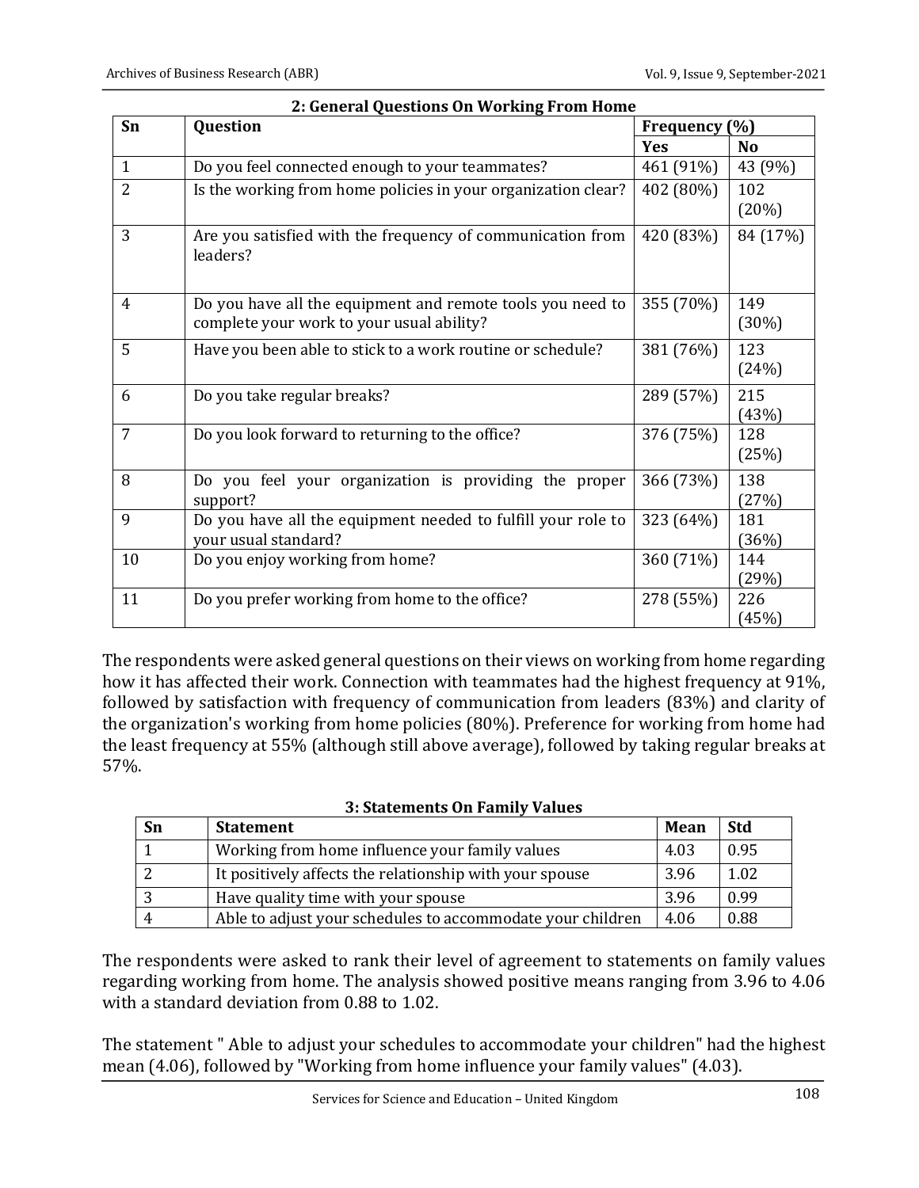**2: General Questions On Working From Home**

| Sn | Question | Frequency (%) | |
|---|---|---|---|
| | | Yes | No |
| 1 | Do you feel connected enough to your teammates? | 461 (91%) | 43 (9%) |
| 2 | Is the working from home policies in your organization clear? | 402 (80%) | 102 (20%) |
| 3 | Are you satisfied with the frequency of communication from leaders? | 420 (83%) | 84 (17%) |
| 4 | Do you have all the equipment and remote tools you need to complete your work to your usual ability? | 355 (70%) | 149 (30%) |
| 5 | Have you been able to stick to a work routine or schedule? | 381 (76%) | 123 (24%) |
| 6 | Do you take regular breaks? | 289 (57%) | 215 (43%) |
| 7 | Do you look forward to returning to the office? | 376 (75%) | 128 (25%) |
| 8 | Do you feel your organization is providing the proper support? | 366 (73%) | 138 (27%) |
| 9 | Do you have all the equipment needed to fulfill your role to your usual standard? | 323 (64%) | 181 (36%) |
| 10 | Do you enjoy working from home? | 360 (71%) | 144 (29%) |
| 11 | Do you prefer working from home to the office? | 278 (55%) | 226 (45%) |

The respondents were asked general questions on their views on working from home regarding how it has affected their work. Connection with teammates had the highest frequency at 91%, followed by satisfaction with frequency of communication from leaders (83%) and clarity of the organization's working from home policies (80%). Preference for working from home had the least frequency at 55% (although still above average), followed by taking regular breaks at 57%.

**3: Statements On Family Values**

| Sn | Statement | Mean | Std |
|---|---|---|---|
| 1 | Working from home influence your family values | 4.03 | 0.95 |
| 2 | It positively affects the relationship with your spouse | 3.96 | 1.02 |
| 3 | Have quality time with your spouse | 3.96 | 0.99 |
| 4 | Able to adjust your schedules to accommodate your children | 4.06 | 0.88 |

The respondents were asked to rank their level of agreement to statements on family values regarding working from home. The analysis showed positive means ranging from 3.96 to 4.06 with a standard deviation from 0.88 to 1.02.

The statement " Able to adjust your schedules to accommodate your children" had the highest mean (4.06), followed by "Working from home influence your family values" (4.03).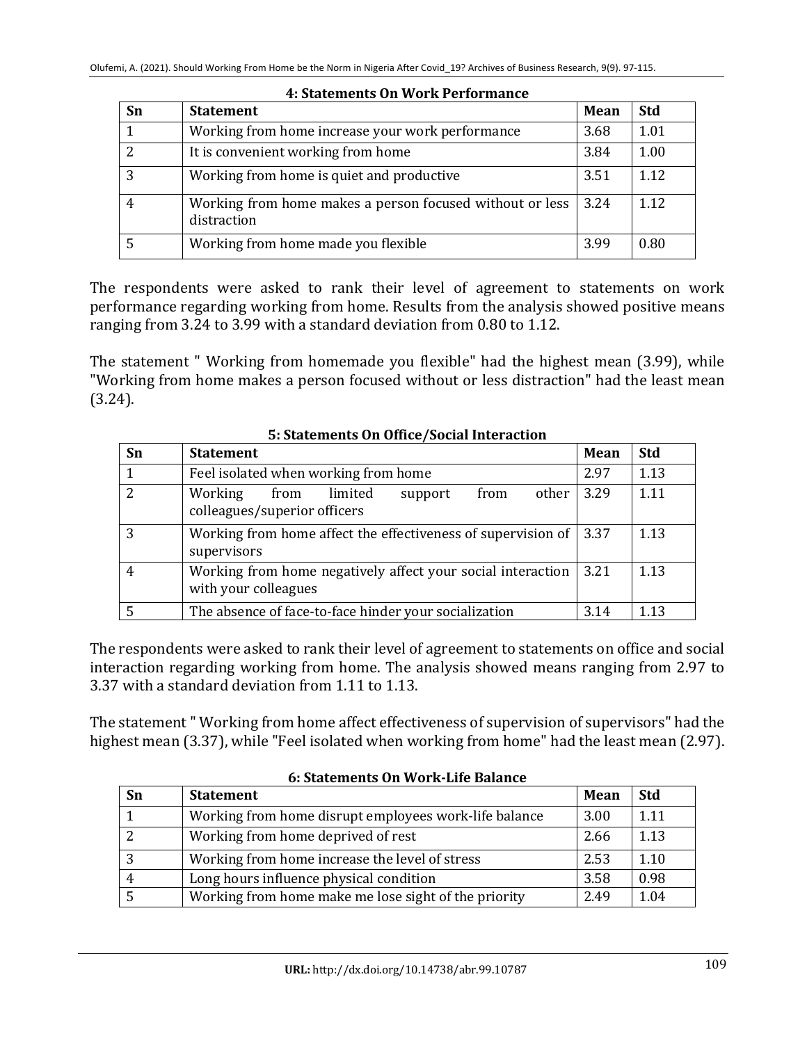**4: Statements On Work Performance**

| Sn | Statement | Mean | Std |
|---|---|---|---|
| 1 | Working from home increase your work performance | 3.68 | 1.01 |
| 2 | It is convenient working from home | 3.84 | 1.00 |
| 3 | Working from home is quiet and productive | 3.51 | 1.12 |
| 4 | Working from home makes a person focused without or less distraction | 3.24 | 1.12 |
| 5 | Working from home made you flexible | 3.99 | 0.80 |

The respondents were asked to rank their level of agreement to statements on work performance regarding working from home. Results from the analysis showed positive means ranging from 3.24 to 3.99 with a standard deviation from 0.80 to 1.12.

The statement " Working from homemade you flexible" had the highest mean (3.99), while "Working from home makes a person focused without or less distraction" had the least mean (3.24).

**5: Statements On Office/Social Interaction**

| Sn | Statement | Mean | Std |
|---|---|---|---|
| 1 | Feel isolated when working from home | 2.97 | 1.13 |
| 2 | Working from limited support from other colleagues/superior officers | 3.29 | 1.11 |
| 3 | Working from home affect the effectiveness of supervision of supervisors | 3.37 | 1.13 |
| 4 | Working from home negatively affect your social interaction with your colleagues | 3.21 | 1.13 |
| 5 | The absence of face-to-face hinder your socialization | 3.14 | 1.13 |

The respondents were asked to rank their level of agreement to statements on office and social interaction regarding working from home. The analysis showed means ranging from 2.97 to 3.37 with a standard deviation from 1.11 to 1.13.

The statement " Working from home affect effectiveness of supervision of supervisors" had the highest mean (3.37), while "Feel isolated when working from home" had the least mean (2.97).

**6: Statements On Work-Life Balance**

| Sn | Statement | Mean | Std |
|---|---|---|---|
| 1 | Working from home disrupt employees work-life balance | 3.00 | 1.11 |
| 2 | Working from home deprived of rest | 2.66 | 1.13 |
| 3 | Working from home increase the level of stress | 2.53 | 1.10 |
| 4 | Long hours influence physical condition | 3.58 | 0.98 |
| 5 | Working from home make me lose sight of the priority | 2.49 | 1.04 |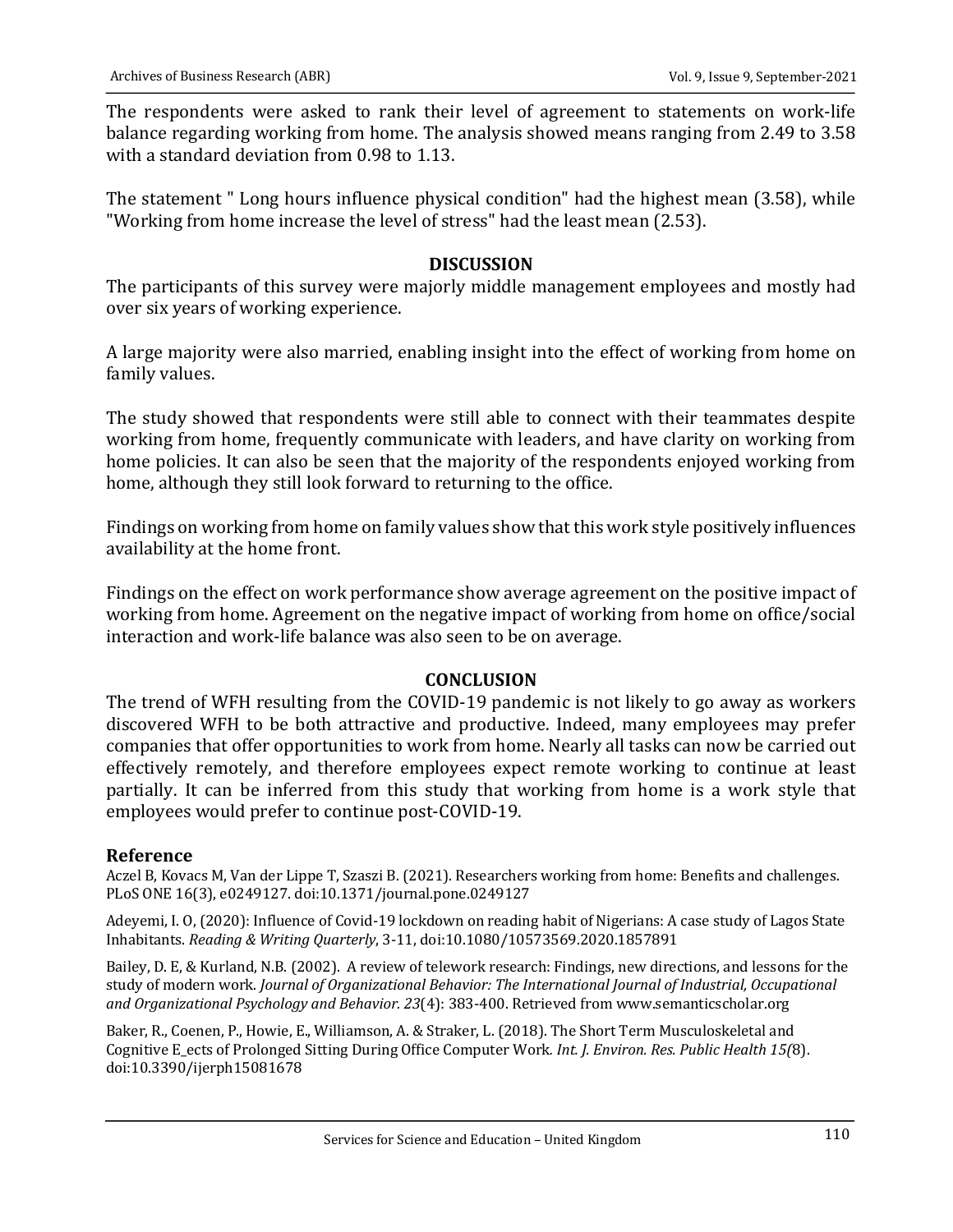The respondents were asked to rank their level of agreement to statements on work-life balance regarding working from home. The analysis showed means ranging from 2.49 to 3.58 with a standard deviation from 0.98 to 1.13.

The statement " Long hours influence physical condition" had the highest mean (3.58), while "Working from home increase the level of stress" had the least mean (2.53).

## DISCUSSION

The participants of this survey were majorly middle management employees and mostly had over six years of working experience.

A large majority were also married, enabling insight into the effect of working from home on family values.

The study showed that respondents were still able to connect with their teammates despite working from home, frequently communicate with leaders, and have clarity on working from home policies. It can also be seen that the majority of the respondents enjoyed working from home, although they still look forward to returning to the office.

Findings on working from home on family values show that this work style positively influences availability at the home front.

Findings on the effect on work performance show average agreement on the positive impact of working from home. Agreement on the negative impact of working from home on office/social interaction and work-life balance was also seen to be on average.

## CONCLUSION

The trend of WFH resulting from the COVID-19 pandemic is not likely to go away as workers discovered WFH to be both attractive and productive. Indeed, many employees may prefer companies that offer opportunities to work from home. Nearly all tasks can now be carried out effectively remotely, and therefore employees expect remote working to continue at least partially. It can be inferred from this study that working from home is a work style that employees would prefer to continue post-COVID-19.

## Reference

Aczel B, Kovacs M, Van der Lippe T, Szaszi B. (2021). Researchers working from home: Benefits and challenges. PLoS ONE 16(3), e0249127. doi:10.1371/journal.pone.0249127

Adeyemi, I. O, (2020): Influence of Covid-19 lockdown on reading habit of Nigerians: A case study of Lagos State Inhabitants. *Reading & Writing Quarterly*, 3-11, doi:10.1080/10573569.2020.1857891

Bailey, D. E, & Kurland, N.B. (2002). A review of telework research: Findings, new directions, and lessons for the study of modern work. *Journal of Organizational Behavior: The International Journal of Industrial, Occupational and Organizational Psychology and Behavior. 23*(4): 383-400. Retrieved from www.semanticscholar.org

Baker, R., Coenen, P., Howie, E., Williamson, A. & Straker, L. (2018). The Short Term Musculoskeletal and Cognitive E_ects of Prolonged Sitting During Office Computer Work. *Int. J. Environ. Res. Public Health 15(*8). doi:10.3390/ijerph15081678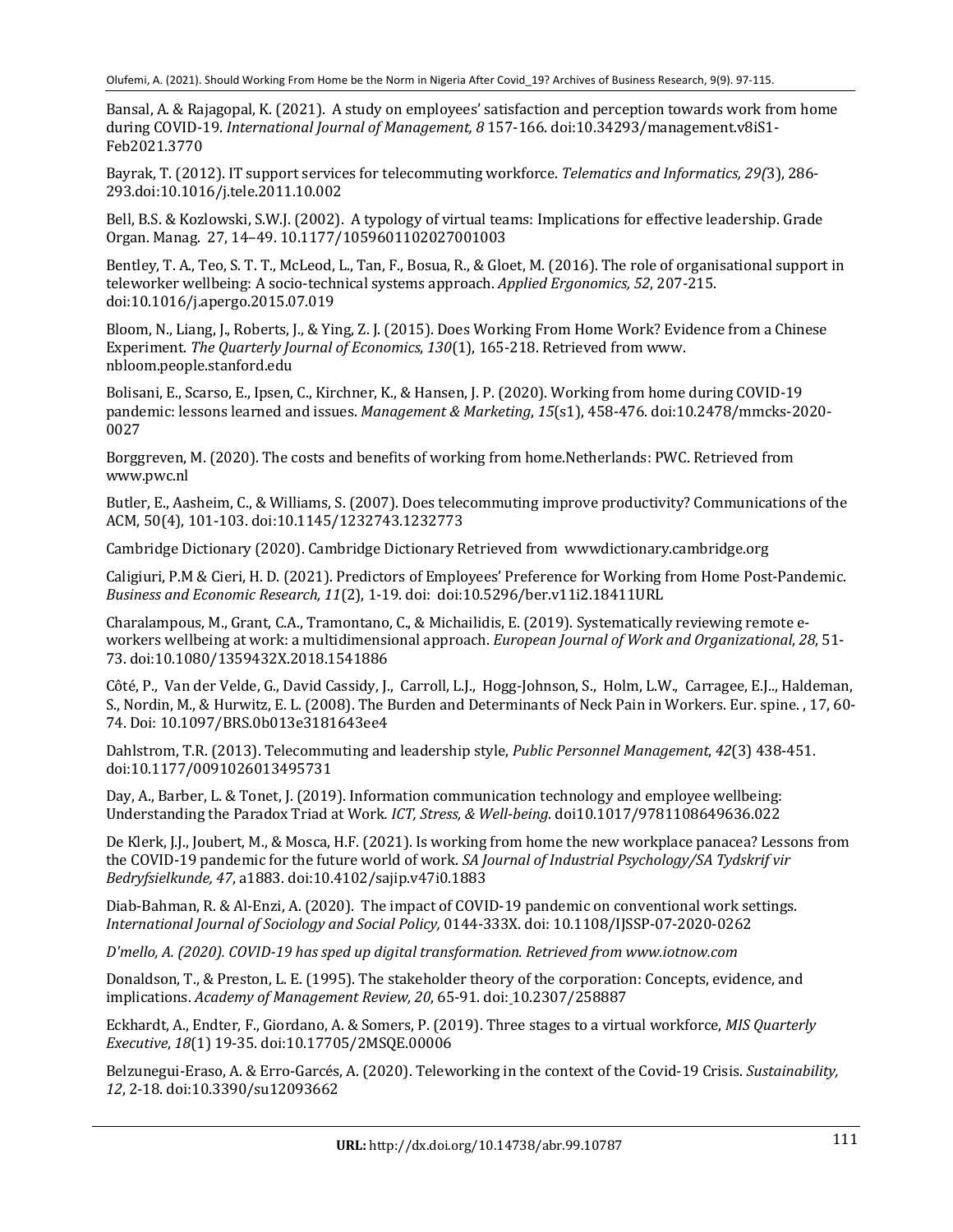Bansal, A. & Rajagopal, K. (2021). A study on employees' satisfaction and perception towards work from home during COVID-19. *International Journal of Management, 8* 157-166. doi:10.34293/management.v8iS1-Feb2021.3770

Bayrak, T. (2012). IT support services for telecommuting workforce. *Telematics and Informatics, 29(*3), 286-293.doi:10.1016/j.tele.2011.10.002

Bell, B.S. & Kozlowski, S.W.J. (2002). A typology of virtual teams: Implications for effective leadership. Grade Organ. Manag. 27, 14–49. 10.1177/1059601102027001003

Bentley, T. A., Teo, S. T. T., McLeod, L., Tan, F., Bosua, R., & Gloet, M. (2016). The role of organisational support in teleworker wellbeing: A socio-technical systems approach. *Applied Ergonomics, 52*, 207-215. doi:10.1016/j.apergo.2015.07.019

Bloom, N., Liang, J., Roberts, J., & Ying, Z. J. (2015). Does Working From Home Work? Evidence from a Chinese Experiment. *The Quarterly Journal of Economics*, *130*(1), 165-218. Retrieved from www. nbloom.people.stanford.edu

Bolisani, E., Scarso, E., Ipsen, C., Kirchner, K., & Hansen, J. P. (2020). Working from home during COVID-19 pandemic: lessons learned and issues. *Management & Marketing*, *15*(s1), 458-476. doi:10.2478/mmcks-2020-0027

Borggreven, M. (2020). The costs and benefits of working from home.Netherlands: PWC. Retrieved from www.pwc.nl

Butler, E., Aasheim, C., & Williams, S. (2007). Does telecommuting improve productivity? Communications of the ACM, 50(4), 101-103. doi:10.1145/1232743.1232773

Cambridge Dictionary (2020). Cambridge Dictionary Retrieved from wwwdictionary.cambridge.org

Caligiuri, P.M & Cieri, H. D. (2021). Predictors of Employees' Preference for Working from Home Post-Pandemic. *Business and Economic Research, 11*(2), 1-19. doi: doi:10.5296/ber.v11i2.18411URL

Charalampous, M., Grant, C.A., Tramontano, C., & Michailidis, E. (2019). Systematically reviewing remote e-workers wellbeing at work: a multidimensional approach. *European Journal of Work and Organizational*, *28*, 51-73. doi:10.1080/1359432X.2018.1541886

Côté, P., Van der Velde, G., David Cassidy, J., Carroll, L.J., Hogg-Johnson, S., Holm, L.W., Carragee, E.J.., Haldeman, S., Nordin, M., & Hurwitz, E. L. (2008). The Burden and Determinants of Neck Pain in Workers. Eur. spine. , 17, 60-74. Doi: 10.1097/BRS.0b013e3181643ee4

Dahlstrom, T.R. (2013). Telecommuting and leadership style, *Public Personnel Management*, *42*(3) 438-451. doi:10.1177/0091026013495731

Day, A., Barber, L. & Tonet, J. (2019). Information communication technology and employee wellbeing: Understanding the Paradox Triad at Work. *ICT, Stress, & Well-being.* doi10.1017/9781108649636.022

De Klerk, J.J., Joubert, M., & Mosca, H.F. (2021). Is working from home the new workplace panacea? Lessons from the COVID-19 pandemic for the future world of work. *SA Journal of Industrial Psychology/SA Tydskrif vir Bedryfsielkunde, 47*, a1883. doi:10.4102/sajip.v47i0.1883

Diab-Bahman, R. & Al-Enzi, A. (2020). The impact of COVID-19 pandemic on conventional work settings. *International Journal of Sociology and Social Policy,* 0144-333X. doi: 10.1108/IJSSP-07-2020-0262

*D'mello, A. (2020). COVID-19 has sped up digital transformation. Retrieved from www.iotnow.com*

Donaldson, T., & Preston, L. E. (1995). The stakeholder theory of the corporation: Concepts, evidence, and implications. *Academy of Management Review, 20*, 65-91. doi: 10.2307/258887

Eckhardt, A., Endter, F., Giordano, A. & Somers, P. (2019). Three stages to a virtual workforce, *MIS Quarterly Executive*, *18*(1) 19-35. doi:10.17705/2MSQE.00006

Belzunegui-Eraso, A. & Erro-Garcés, A. (2020). Teleworking in the context of the Covid-19 Crisis. *Sustainability, 12*, 2-18. doi:10.3390/su12093662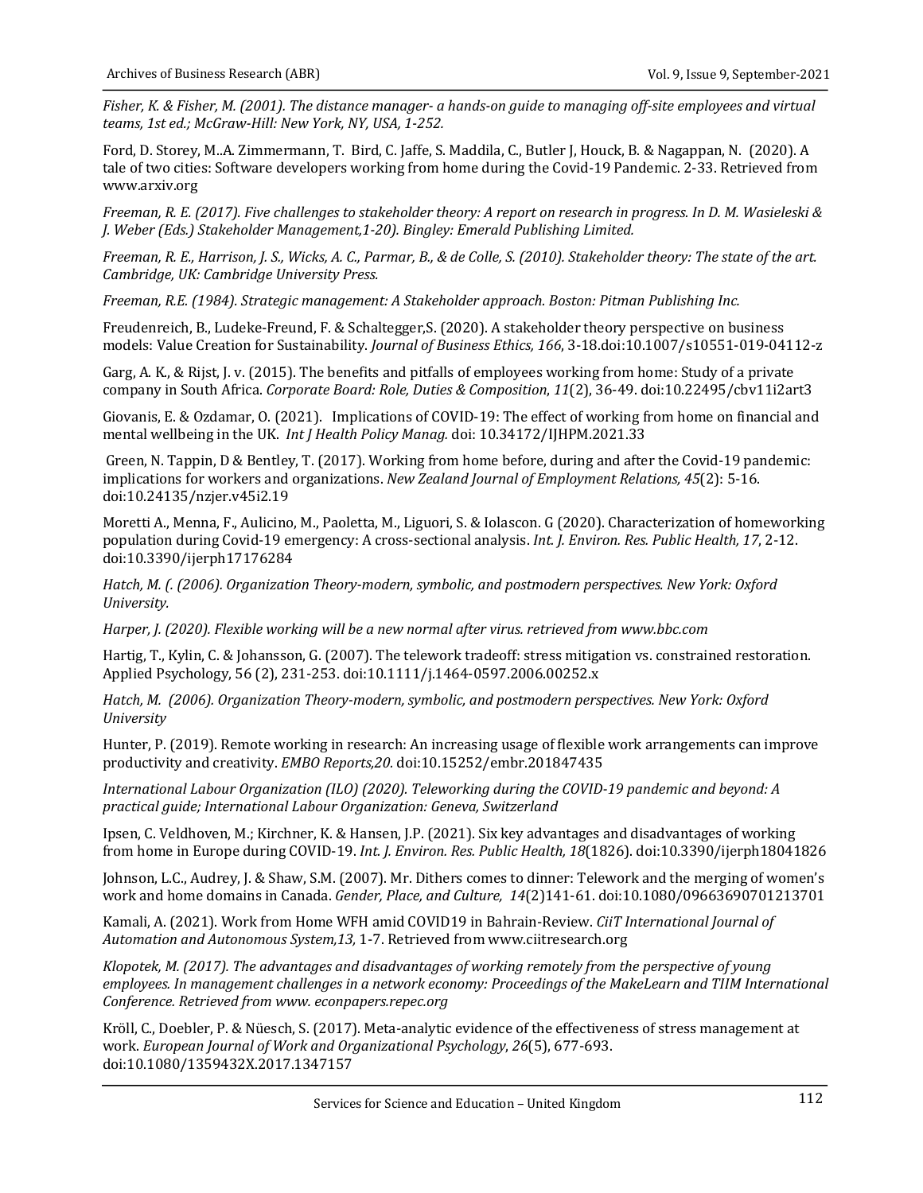*Fisher, K. & Fisher, M. (2001). The distance manager- a hands-on guide to managing off-site employees and virtual teams, 1st ed.; McGraw-Hill: New York, NY, USA, 1-252.*

Ford, D. Storey, M..A. Zimmermann, T. Bird, C. Jaffe, S. Maddila, C., Butler J, Houck, B. & Nagappan, N. (2020). A tale of two cities: Software developers working from home during the Covid-19 Pandemic. 2-33. Retrieved from www.arxiv.org

*Freeman, R. E. (2017). Five challenges to stakeholder theory: A report on research in progress. In D. M. Wasieleski & J. Weber (Eds.) Stakeholder Management,1-20). Bingley: Emerald Publishing Limited.*

*Freeman, R. E., Harrison, J. S., Wicks, A. C., Parmar, B., & de Colle, S. (2010). Stakeholder theory: The state of the art. Cambridge, UK: Cambridge University Press.*

*Freeman, R.E. (1984). Strategic management: A Stakeholder approach. Boston: Pitman Publishing Inc.*

Freudenreich, B., Ludeke-Freund, F. & Schaltegger,S. (2020). A stakeholder theory perspective on business models: Value Creation for Sustainability. *Journal of Business Ethics, 166*, 3-18.doi:10.1007/s10551-019-04112-z

Garg, A. K., & Rijst, J. v. (2015). The benefits and pitfalls of employees working from home: Study of a private company in South Africa. *Corporate Board: Role, Duties & Composition*, *11*(2), 36-49. doi:10.22495/cbv11i2art3

Giovanis, E. & Ozdamar, O. (2021). Implications of COVID-19: The effect of working from home on financial and mental wellbeing in the UK. *Int J Health Policy Manag.* doi: 10.34172/IJHPM.2021.33

Green, N. Tappin, D & Bentley, T. (2017). Working from home before, during and after the Covid-19 pandemic: implications for workers and organizations. *New Zealand Journal of Employment Relations, 45*(2): 5-16. doi:10.24135/nzjer.v45i2.19

Moretti A., Menna, F., Aulicino, M., Paoletta, M., Liguori, S. & Iolascon. G (2020). Characterization of homeworking population during Covid-19 emergency: A cross-sectional analysis. *Int. J. Environ. Res. Public Health, 17*, 2-12. doi:10.3390/ijerph17176284

*Hatch, M. (. (2006). Organization Theory-modern, symbolic, and postmodern perspectives. New York: Oxford University.*

*Harper, J. (2020). Flexible working will be a new normal after virus. retrieved from www.bbc.com*

Hartig, T., Kylin, C. & Johansson, G. (2007). The telework tradeoff: stress mitigation vs. constrained restoration. Applied Psychology, 56 (2), 231-253. doi:10.1111/j.1464-0597.2006.00252.x

*Hatch, M. (2006). Organization Theory-modern, symbolic, and postmodern perspectives. New York: Oxford University*

Hunter, P. (2019). Remote working in research: An increasing usage of flexible work arrangements can improve productivity and creativity. *EMBO Reports,20.* doi:10.15252/embr.201847435

*International Labour Organization (ILO) (2020). Teleworking during the COVID-19 pandemic and beyond: A practical guide; International Labour Organization: Geneva, Switzerland*

Ipsen, C. Veldhoven, M.; Kirchner, K. & Hansen, J.P. (2021). Six key advantages and disadvantages of working from home in Europe during COVID-19. *Int. J. Environ. Res. Public Health, 18*(1826). doi:10.3390/ijerph18041826

Johnson, L.C., Audrey, J. & Shaw, S.M. (2007). Mr. Dithers comes to dinner: Telework and the merging of women's work and home domains in Canada. *Gender, Place, and Culture, 14*(2)141-61. doi:10.1080/09663690701213701

Kamali, A. (2021). Work from Home WFH amid COVID19 in Bahrain-Review. *CiiT International Journal of Automation and Autonomous System,13,* 1-7. Retrieved from www.ciitresearch.org

*Klopotek, M. (2017). The advantages and disadvantages of working remotely from the perspective of young employees. In management challenges in a network economy: Proceedings of the MakeLearn and TIIM International Conference. Retrieved from www. econpapers.repec.org*

Kröll, C., Doebler, P. & Nüesch, S. (2017). Meta-analytic evidence of the effectiveness of stress management at work. *European Journal of Work and Organizational Psychology*, *26*(5), 677-693. doi:10.1080/1359432X.2017.1347157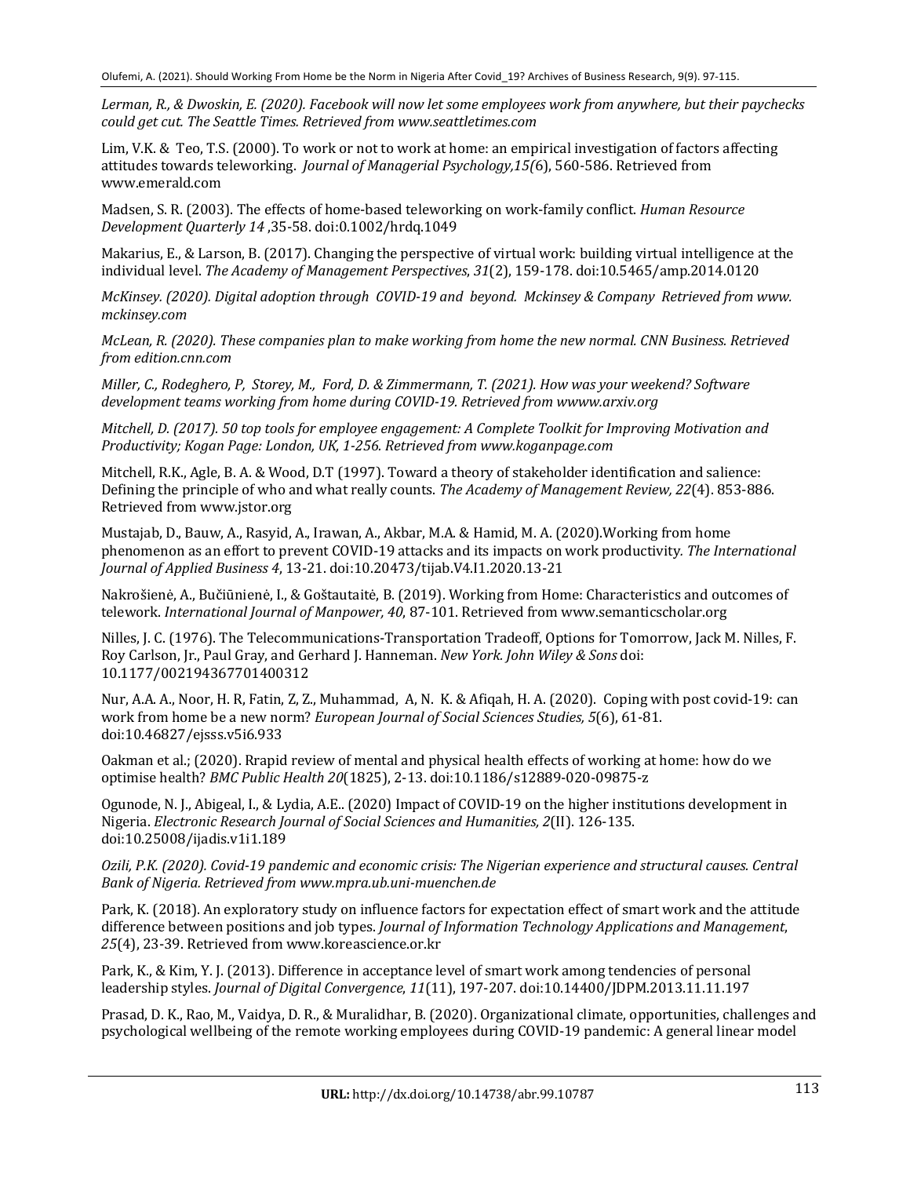*Lerman, R., & Dwoskin, E. (2020). Facebook will now let some employees work from anywhere, but their paychecks could get cut. The Seattle Times. Retrieved from www.seattletimes.com*

Lim, V.K. & Teo, T.S. (2000). To work or not to work at home: an empirical investigation of factors affecting attitudes towards teleworking. *Journal of Managerial Psychology,15(*6), 560-586. Retrieved from www.emerald.com

Madsen, S. R. (2003). The effects of home-based teleworking on work-family conflict. *Human Resource Development Quarterly 14* ,35-58. doi:0.1002/hrdq.1049

Makarius, E., & Larson, B. (2017). Changing the perspective of virtual work: building virtual intelligence at the individual level. *The Academy of Management Perspectives*, *31*(2), 159-178. doi:10.5465/amp.2014.0120

*McKinsey. (2020). Digital adoption through COVID-19 and beyond. Mckinsey & Company Retrieved from www. mckinsey.com*

*McLean, R. (2020). These companies plan to make working from home the new normal. CNN Business. Retrieved from edition.cnn.com*

*Miller, C., Rodeghero, P, Storey, M., Ford, D. & Zimmermann, T. (2021). How was your weekend? Software development teams working from home during COVID-19. Retrieved from wwww.arxiv.org*

*Mitchell, D. (2017). 50 top tools for employee engagement: A Complete Toolkit for Improving Motivation and Productivity; Kogan Page: London, UK, 1-256. Retrieved from www.koganpage.com*

Mitchell, R.K., Agle, B. A. & Wood, D.T (1997). Toward a theory of stakeholder identification and salience: Defining the principle of who and what really counts. *The Academy of Management Review, 22*(4). 853-886. Retrieved from www.jstor.org

Mustajab, D., Bauw, A., Rasyid, A., Irawan, A., Akbar, M.A. & Hamid, M. A. (2020).Working from home phenomenon as an effort to prevent COVID-19 attacks and its impacts on work productivity. *The International Journal of Applied Business 4*, 13-21. doi:10.20473/tijab.V4.I1.2020.13-21

Nakrošienė, A., Bučiūnienė, I., & Goštautaitė, B. (2019). Working from Home: Characteristics and outcomes of telework. *International Journal of Manpower, 40*, 87-101. Retrieved from www.semanticscholar.org

Nilles, J. C. (1976). The Telecommunications-Transportation Tradeoff, Options for Tomorrow, Jack M. Nilles, F. Roy Carlson, Jr., Paul Gray, and Gerhard J. Hanneman. *New York. John Wiley & Sons* doi: 10.1177/002194367701400312

Nur, A.A. A., Noor, H. R, Fatin, Z, Z., Muhammad, A, N. K. & Afiqah, H. A. (2020). Coping with post covid-19: can work from home be a new norm? *European Journal of Social Sciences Studies, 5*(6), 61-81. doi:10.46827/ejsss.v5i6.933

Oakman et al.; (2020). Rrapid review of mental and physical health effects of working at home: how do we optimise health? *BMC Public Health 20*(1825), 2-13. doi:10.1186/s12889-020-09875-z

Ogunode, N. J., Abigeal, I., & Lydia, A.E.. (2020) Impact of COVID-19 on the higher institutions development in Nigeria. *Electronic Research Journal of Social Sciences and Humanities, 2*(II). 126-135. doi:10.25008/ijadis.v1i1.189

*Ozili, P.K. (2020). Covid-19 pandemic and economic crisis: The Nigerian experience and structural causes. Central Bank of Nigeria. Retrieved from www.mpra.ub.uni-muenchen.de*

Park, K. (2018). An exploratory study on influence factors for expectation effect of smart work and the attitude difference between positions and job types. *Journal of Information Technology Applications and Management*, *25*(4), 23-39. Retrieved from www.koreascience.or.kr

Park, K., & Kim, Y. J. (2013). Difference in acceptance level of smart work among tendencies of personal leadership styles. *Journal of Digital Convergence*, *11*(11), 197-207. doi:10.14400/JDPM.2013.11.11.197

Prasad, D. K., Rao, M., Vaidya, D. R., & Muralidhar, B. (2020). Organizational climate, opportunities, challenges and psychological wellbeing of the remote working employees during COVID-19 pandemic: A general linear model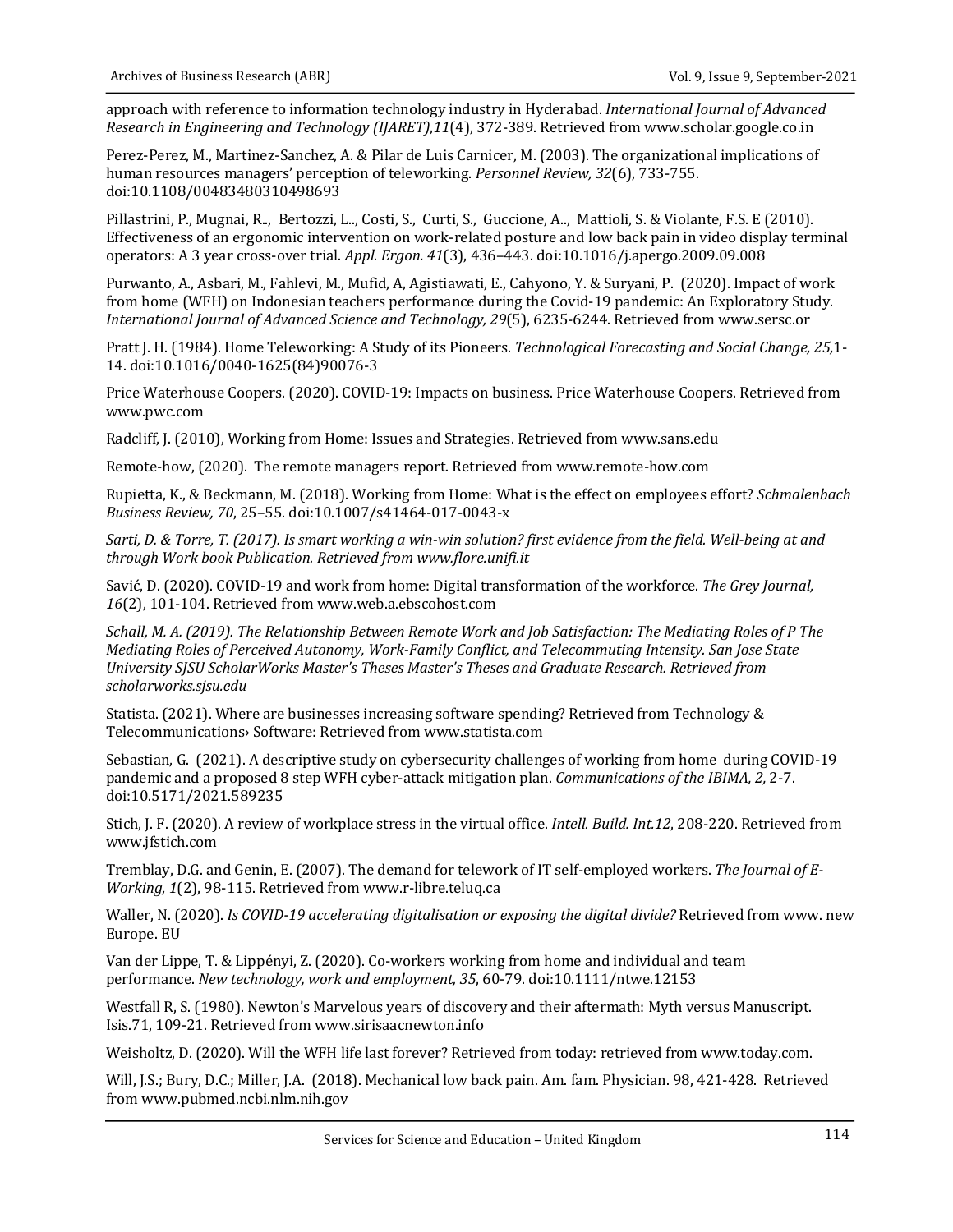approach with reference to information technology industry in Hyderabad. *International Journal of Advanced Research in Engineering and Technology (IJARET)*,*11*(4), 372-389. Retrieved from www.scholar.google.co.in

Perez-Perez, M., Martinez-Sanchez, A. & Pilar de Luis Carnicer, M. (2003). The organizational implications of human resources managers' perception of teleworking. *Personnel Review, 32*(6), 733-755. doi:10.1108/00483480310498693

Pillastrini, P., Mugnai, R.., Bertozzi, L.., Costi, S., Curti, S., Guccione, A.., Mattioli, S. & Violante, F.S. E (2010). Effectiveness of an ergonomic intervention on work-related posture and low back pain in video display terminal operators: A 3 year cross-over trial. *Appl. Ergon. 41*(3), 436–443. doi:10.1016/j.apergo.2009.09.008

Purwanto, A., Asbari, M., Fahlevi, M., Mufid, A, Agistiawati, E., Cahyono, Y. & Suryani, P. (2020). Impact of work from home (WFH) on Indonesian teachers performance during the Covid-19 pandemic: An Exploratory Study. *International Journal of Advanced Science and Technology, 29*(5), 6235-6244. Retrieved from www.sersc.or

Pratt J. H. (1984). Home Teleworking: A Study of its Pioneers. *Technological Forecasting and Social Change, 25,*1-14. doi:10.1016/0040-1625(84)90076-3

Price Waterhouse Coopers. (2020). COVID-19: Impacts on business. Price Waterhouse Coopers. Retrieved from www.pwc.com

Radcliff, J. (2010), Working from Home: Issues and Strategies. Retrieved from www.sans.edu

Remote-how, (2020). The remote managers report. Retrieved from www.remote-how.com

Rupietta, K., & Beckmann, M. (2018). Working from Home: What is the effect on employees effort? *Schmalenbach Business Review, 70*, 25–55. doi:10.1007/s41464-017-0043-x

*Sarti, D. & Torre, T. (2017). Is smart working a win-win solution? first evidence from the field. Well-being at and through Work book Publication. Retrieved from www.flore.unifi.it*

Savić, D. (2020). COVID-19 and work from home: Digital transformation of the workforce. *The Grey Journal, 16*(2), 101-104. Retrieved from www.web.a.ebscohost.com

*Schall, M. A. (2019). The Relationship Between Remote Work and Job Satisfaction: The Mediating Roles of P The Mediating Roles of Perceived Autonomy, Work-Family Conflict, and Telecommuting Intensity. San Jose State University SJSU ScholarWorks Master's Theses Master's Theses and Graduate Research. Retrieved from scholarworks.sjsu.edu*

Statista. (2021). Where are businesses increasing software spending? Retrieved from Technology & Telecommunications› Software: Retrieved from www.statista.com

Sebastian, G. (2021). A descriptive study on cybersecurity challenges of working from home during COVID-19 pandemic and a proposed 8 step WFH cyber-attack mitigation plan. *Communications of the IBIMA, 2,* 2-7. doi:10.5171/2021.589235

Stich, J. F. (2020). A review of workplace stress in the virtual office. *Intell. Build. Int.12*, 208-220. Retrieved from www.jfstich.com

Tremblay, D.G. and Genin, E. (2007). The demand for telework of IT self-employed workers. *The Journal of E-Working, 1*(2), 98-115. Retrieved from www.r-libre.teluq.ca

Waller, N. (2020). *Is COVID-19 accelerating digitalisation or exposing the digital divide?* Retrieved from www. new Europe. EU

Van der Lippe, T. & Lippényi, Z. (2020). Co-workers working from home and individual and team performance. *New technology, work and employment, 35*, 60-79. doi:10.1111/ntwe.12153

Westfall R, S. (1980). Newton's Marvelous years of discovery and their aftermath: Myth versus Manuscript. Isis.71, 109-21. Retrieved from www.sirisaacnewton.info

Weisholtz, D. (2020). Will the WFH life last forever? Retrieved from today: retrieved from www.today.com.

Will, J.S.; Bury, D.C.; Miller, J.A. (2018). Mechanical low back pain. Am. fam. Physician. 98, 421-428. Retrieved from www.pubmed.ncbi.nlm.nih.gov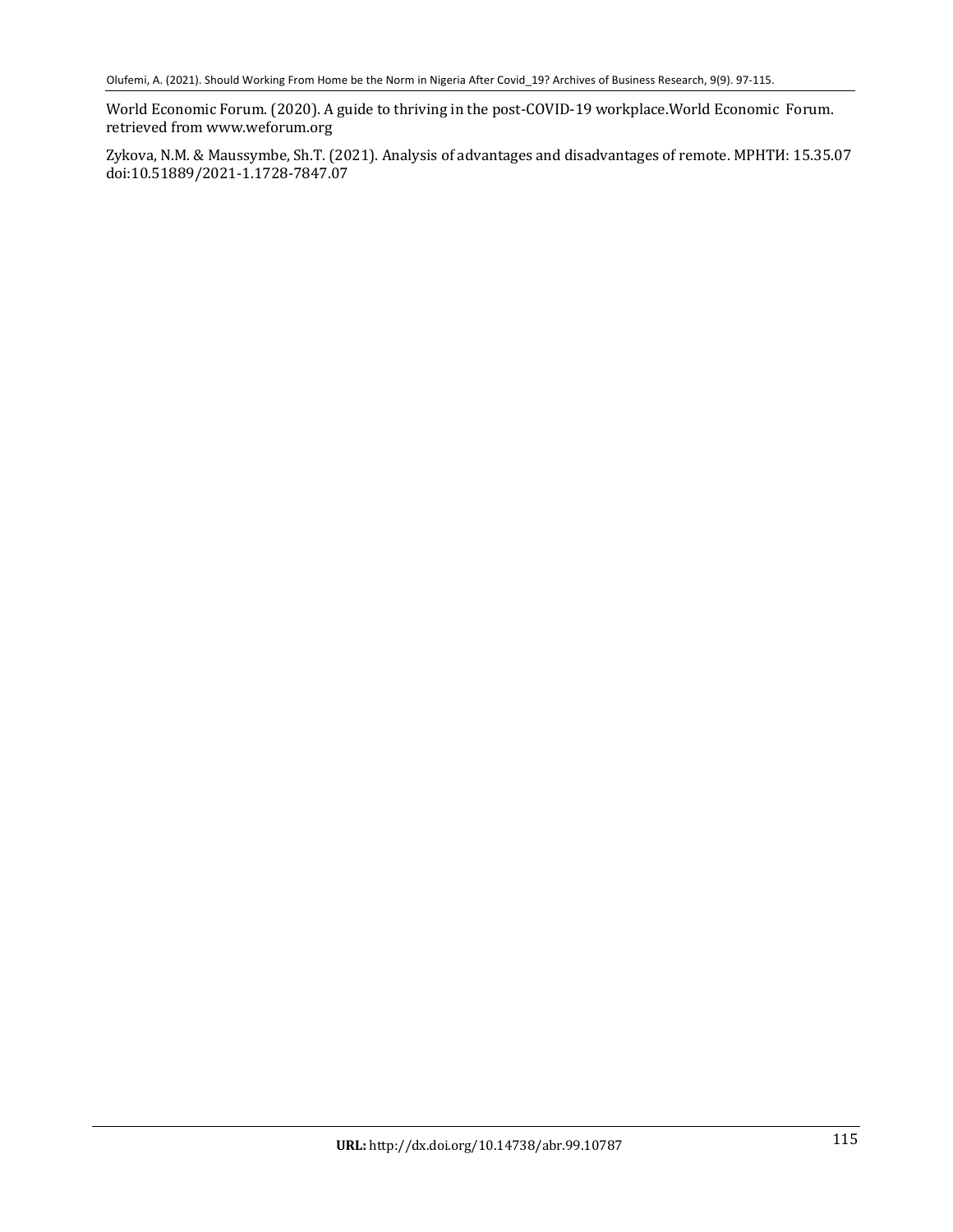World Economic Forum. (2020). A guide to thriving in the post-COVID-19 workplace.World Economic Forum. retrieved from www.weforum.org

Zykova, N.M. & Maussymbe, Sh.T. (2021). Analysis of advantages and disadvantages of remote. МРНТИ: 15.35.07 doi:10.51889/2021-1.1728-7847.07